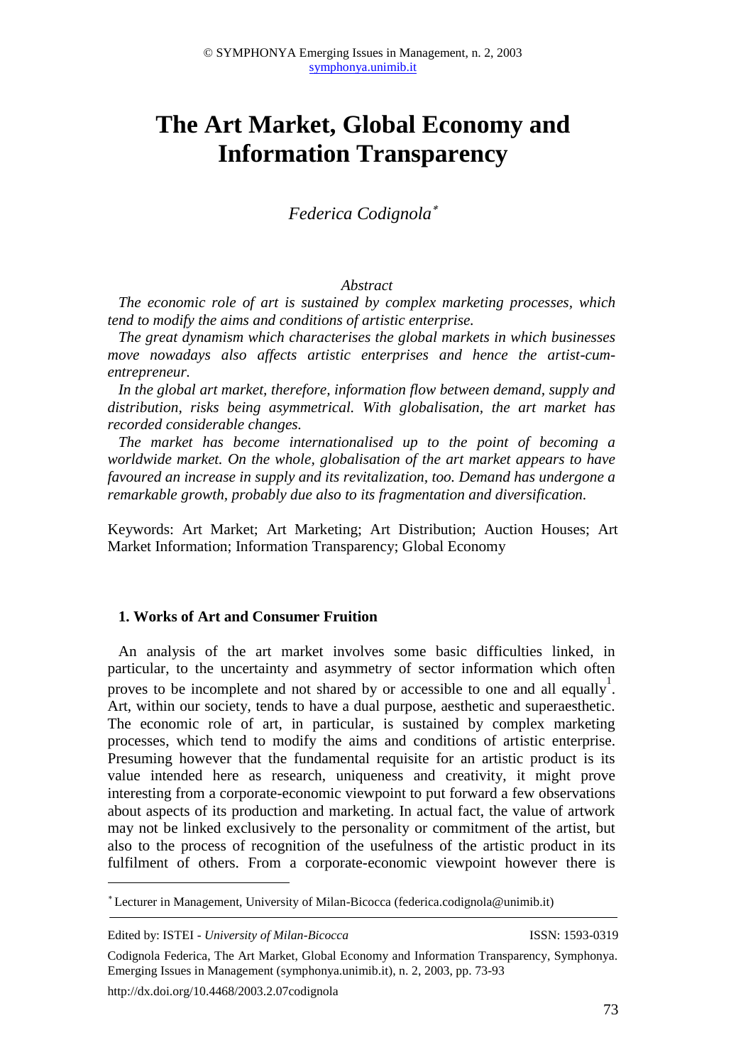# The Art Market, Global Economy and Information Transparency

*Federica Codignola*[*]

*Abstract*

*The economic role of art is sustained by complex marketing processes, which tend to modify the aims and conditions of artistic enterprise.*

*The great dynamism which characterises the global markets in which businesses move nowadays also affects artistic enterprises and hence the artist-cum-entrepreneur.*

*In the global art market, therefore, information flow between demand, supply and distribution, risks being asymmetrical. With globalisation, the art market has recorded considerable changes.*

*The market has become internationalised up to the point of becoming a worldwide market. On the whole, globalisation of the art market appears to have favoured an increase in supply and its revitalization, too. Demand has undergone a remarkable growth, probably due also to its fragmentation and diversification.*

Keywords: Art Market; Art Marketing; Art Distribution; Auction Houses; Art Market Information; Information Transparency; Global Economy

## 1. Works of Art and Consumer Fruition

An analysis of the art market involves some basic difficulties linked, in particular, to the uncertainty and asymmetry of sector information which often proves to be incomplete and not shared by or accessible to one and all equally[1]. Art, within our society, tends to have a dual purpose, aesthetic and superaesthetic. The economic role of art, in particular, is sustained by complex marketing processes, which tend to modify the aims and conditions of artistic enterprise. Presuming however that the fundamental requisite for an artistic product is its value intended here as research, uniqueness and creativity, it might prove interesting from a corporate-economic viewpoint to put forward a few observations about aspects of its production and marketing. In actual fact, the value of artwork may not be linked exclusively to the personality or commitment of the artist, but also to the process of recognition of the usefulness of the artistic product in its fulfilment of others. From a corporate-economic viewpoint however there is

---

[*] Lecturer in Management, University of Milan-Bicocca (federica.codignola@unimib.it)

Edited by: ISTEI - *University of Milan-Bicocca* ISSN: 1593-0319

Codignola Federica, The Art Market, Global Economy and Information Transparency, Symphonya. Emerging Issues in Management (symphonya.unimib.it), n. 2, 2003, pp. 73-93

http://dx.doi.org/10.4468/2003.2.07codignola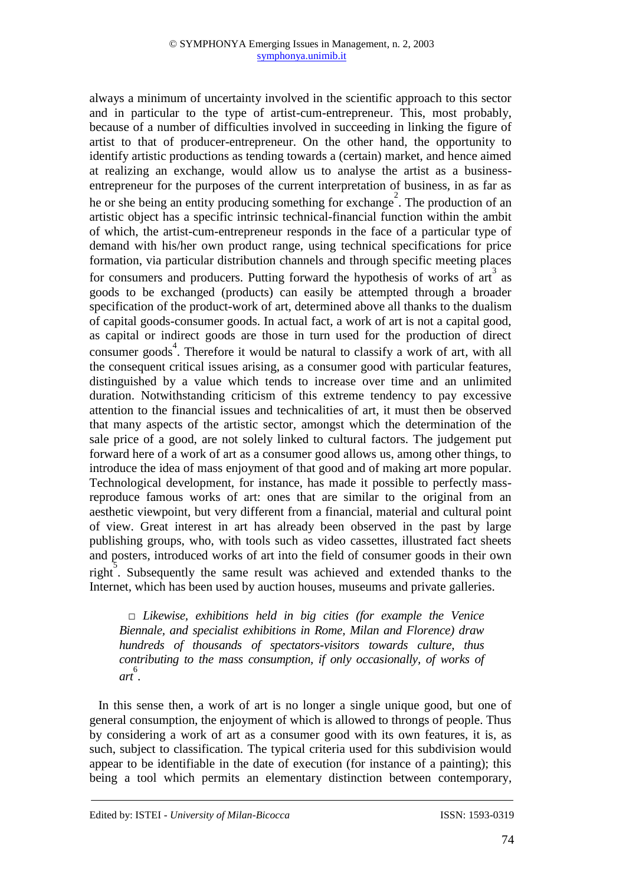always a minimum of uncertainty involved in the scientific approach to this sector and in particular to the type of artist-cum-entrepreneur. This, most probably, because of a number of difficulties involved in succeeding in linking the figure of artist to that of producer-entrepreneur. On the other hand, the opportunity to identify artistic productions as tending towards a (certain) market, and hence aimed at realizing an exchange, would allow us to analyse the artist as a business-entrepreneur for the purposes of the current interpretation of business, in as far as he or she being an entity producing something for exchange[2]. The production of an artistic object has a specific intrinsic technical-financial function within the ambit of which, the artist-cum-entrepreneur responds in the face of a particular type of demand with his/her own product range, using technical specifications for price formation, via particular distribution channels and through specific meeting places for consumers and producers. Putting forward the hypothesis of works of art[3] as goods to be exchanged (products) can easily be attempted through a broader specification of the product-work of art, determined above all thanks to the dualism of capital goods-consumer goods. In actual fact, a work of art is not a capital good, as capital or indirect goods are those in turn used for the production of direct consumer goods[4]. Therefore it would be natural to classify a work of art, with all the consequent critical issues arising, as a consumer good with particular features, distinguished by a value which tends to increase over time and an unlimited duration. Notwithstanding criticism of this extreme tendency to pay excessive attention to the financial issues and technicalities of art, it must then be observed that many aspects of the artistic sector, amongst which the determination of the sale price of a good, are not solely linked to cultural factors. The judgement put forward here of a work of art as a consumer good allows us, among other things, to introduce the idea of mass enjoyment of that good and of making art more popular. Technological development, for instance, has made it possible to perfectly mass-reproduce famous works of art: ones that are similar to the original from an aesthetic viewpoint, but very different from a financial, material and cultural point of view. Great interest in art has already been observed in the past by large publishing groups, who, with tools such as video cassettes, illustrated fact sheets and posters, introduced works of art into the field of consumer goods in their own right[5]. Subsequently the same result was achieved and extended thanks to the Internet, which has been used by auction houses, museums and private galleries.

> □ *Likewise, exhibitions held in big cities (for example the Venice Biennale, and specialist exhibitions in Rome, Milan and Florence) draw hundreds of thousands of spectators-visitors towards culture, thus contributing to the mass consumption, if only occasionally, of works of art*[6].

In this sense then, a work of art is no longer a single unique good, but one of general consumption, the enjoyment of which is allowed to throngs of people. Thus by considering a work of art as a consumer good with its own features, it is, as such, subject to classification. The typical criteria used for this subdivision would appear to be identifiable in the date of execution (for instance of a painting); this being a tool which permits an elementary distinction between contemporary,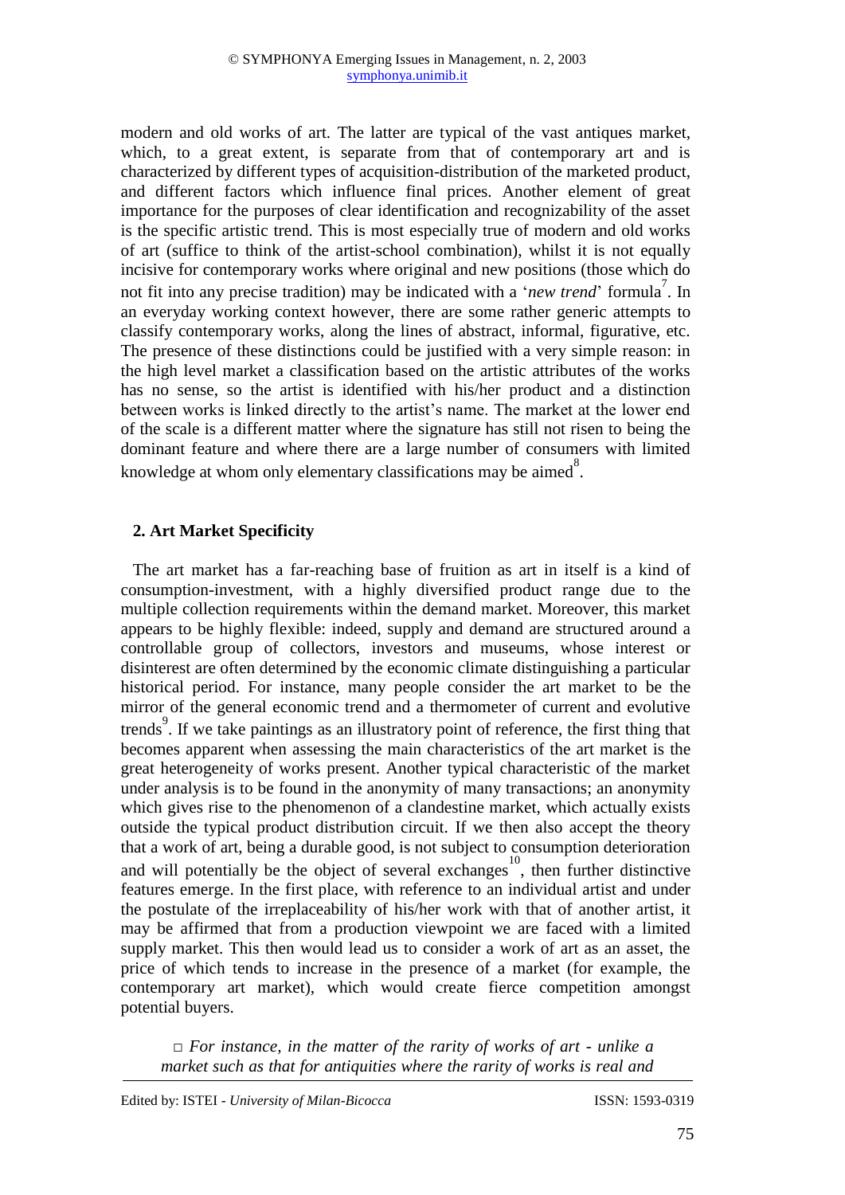modern and old works of art. The latter are typical of the vast antiques market, which, to a great extent, is separate from that of contemporary art and is characterized by different types of acquisition-distribution of the marketed product, and different factors which influence final prices. Another element of great importance for the purposes of clear identification and recognizability of the asset is the specific artistic trend. This is most especially true of modern and old works of art (suffice to think of the artist-school combination), whilst it is not equally incisive for contemporary works where original and new positions (those which do not fit into any precise tradition) may be indicated with a '*new trend*' formula[7]. In an everyday working context however, there are some rather generic attempts to classify contemporary works, along the lines of abstract, informal, figurative, etc. The presence of these distinctions could be justified with a very simple reason: in the high level market a classification based on the artistic attributes of the works has no sense, so the artist is identified with his/her product and a distinction between works is linked directly to the artist's name. The market at the lower end of the scale is a different matter where the signature has still not risen to being the dominant feature and where there are a large number of consumers with limited knowledge at whom only elementary classifications may be aimed[8].

## 2. Art Market Specificity

The art market has a far-reaching base of fruition as art in itself is a kind of consumption-investment, with a highly diversified product range due to the multiple collection requirements within the demand market. Moreover, this market appears to be highly flexible: indeed, supply and demand are structured around a controllable group of collectors, investors and museums, whose interest or disinterest are often determined by the economic climate distinguishing a particular historical period. For instance, many people consider the art market to be the mirror of the general economic trend and a thermometer of current and evolutive trends[9]. If we take paintings as an illustratory point of reference, the first thing that becomes apparent when assessing the main characteristics of the art market is the great heterogeneity of works present. Another typical characteristic of the market under analysis is to be found in the anonymity of many transactions; an anonymity which gives rise to the phenomenon of a clandestine market, which actually exists outside the typical product distribution circuit. If we then also accept the theory that a work of art, being a durable good, is not subject to consumption deterioration and will potentially be the object of several exchanges[10], then further distinctive features emerge. In the first place, with reference to an individual artist and under the postulate of the irreplaceability of his/her work with that of another artist, it may be affirmed that from a production viewpoint we are faced with a limited supply market. This then would lead us to consider a work of art as an asset, the price of which tends to increase in the presence of a market (for example, the contemporary art market), which would create fierce competition amongst potential buyers.

□ *For instance, in the matter of the rarity of works of art - unlike a market such as that for antiquities where the rarity of works is real and*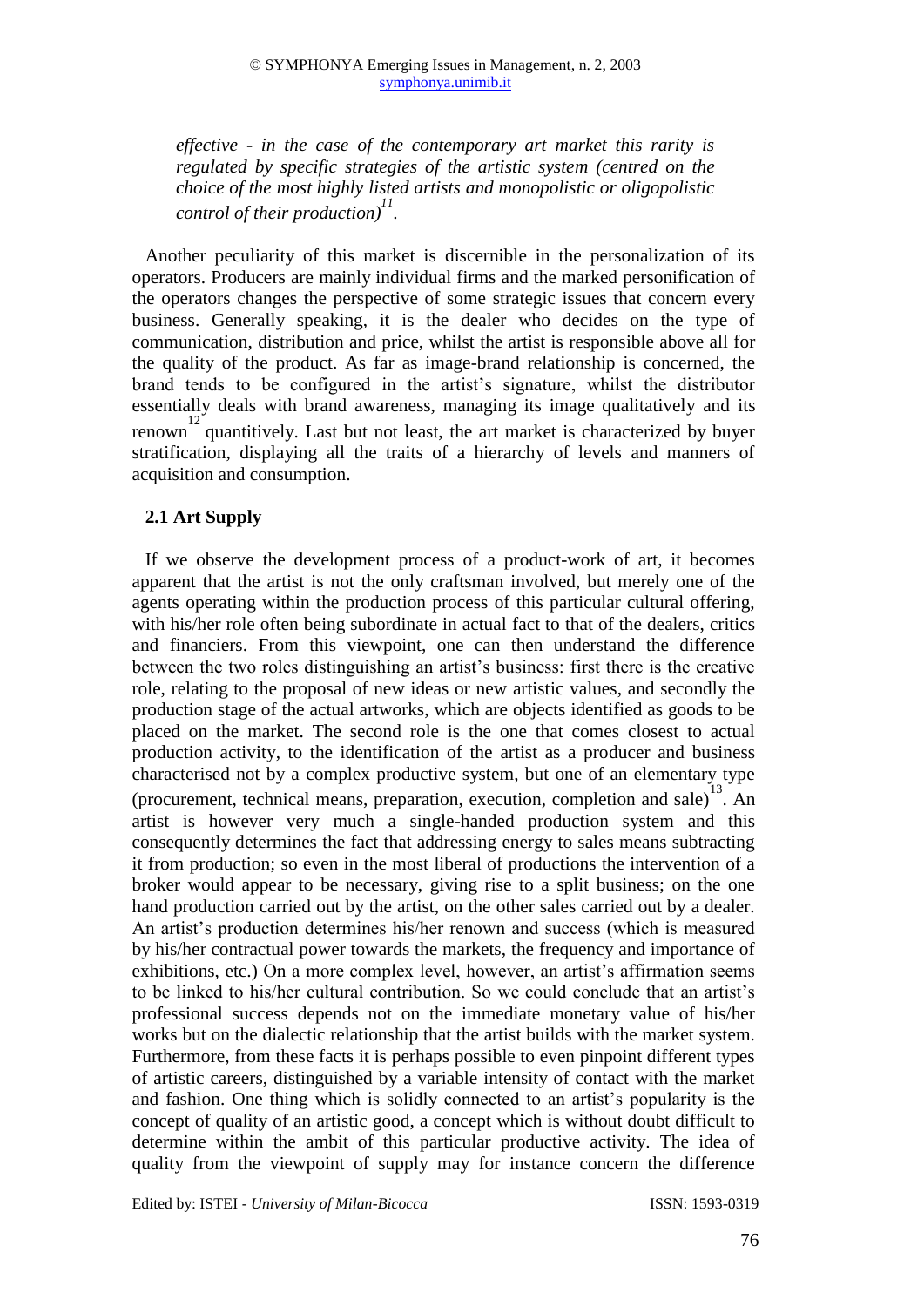*effective - in the case of the contemporary art market this rarity is regulated by specific strategies of the artistic system (centred on the choice of the most highly listed artists and monopolistic or oligopolistic control of their production)*[11].

Another peculiarity of this market is discernible in the personalization of its operators. Producers are mainly individual firms and the marked personification of the operators changes the perspective of some strategic issues that concern every business. Generally speaking, it is the dealer who decides on the type of communication, distribution and price, whilst the artist is responsible above all for the quality of the product. As far as image-brand relationship is concerned, the brand tends to be configured in the artist's signature, whilst the distributor essentially deals with brand awareness, managing its image qualitatively and its renown[12] quantitively. Last but not least, the art market is characterized by buyer stratification, displaying all the traits of a hierarchy of levels and manners of acquisition and consumption.

## 2.1 Art Supply

If we observe the development process of a product-work of art, it becomes apparent that the artist is not the only craftsman involved, but merely one of the agents operating within the production process of this particular cultural offering, with his/her role often being subordinate in actual fact to that of the dealers, critics and financiers. From this viewpoint, one can then understand the difference between the two roles distinguishing an artist's business: first there is the creative role, relating to the proposal of new ideas or new artistic values, and secondly the production stage of the actual artworks, which are objects identified as goods to be placed on the market. The second role is the one that comes closest to actual production activity, to the identification of the artist as a producer and business characterised not by a complex productive system, but one of an elementary type (procurement, technical means, preparation, execution, completion and sale)[13]. An artist is however very much a single-handed production system and this consequently determines the fact that addressing energy to sales means subtracting it from production; so even in the most liberal of productions the intervention of a broker would appear to be necessary, giving rise to a split business; on the one hand production carried out by the artist, on the other sales carried out by a dealer. An artist's production determines his/her renown and success (which is measured by his/her contractual power towards the markets, the frequency and importance of exhibitions, etc.) On a more complex level, however, an artist's affirmation seems to be linked to his/her cultural contribution. So we could conclude that an artist's professional success depends not on the immediate monetary value of his/her works but on the dialectic relationship that the artist builds with the market system. Furthermore, from these facts it is perhaps possible to even pinpoint different types of artistic careers, distinguished by a variable intensity of contact with the market and fashion. One thing which is solidly connected to an artist's popularity is the concept of quality of an artistic good, a concept which is without doubt difficult to determine within the ambit of this particular productive activity. The idea of quality from the viewpoint of supply may for instance concern the difference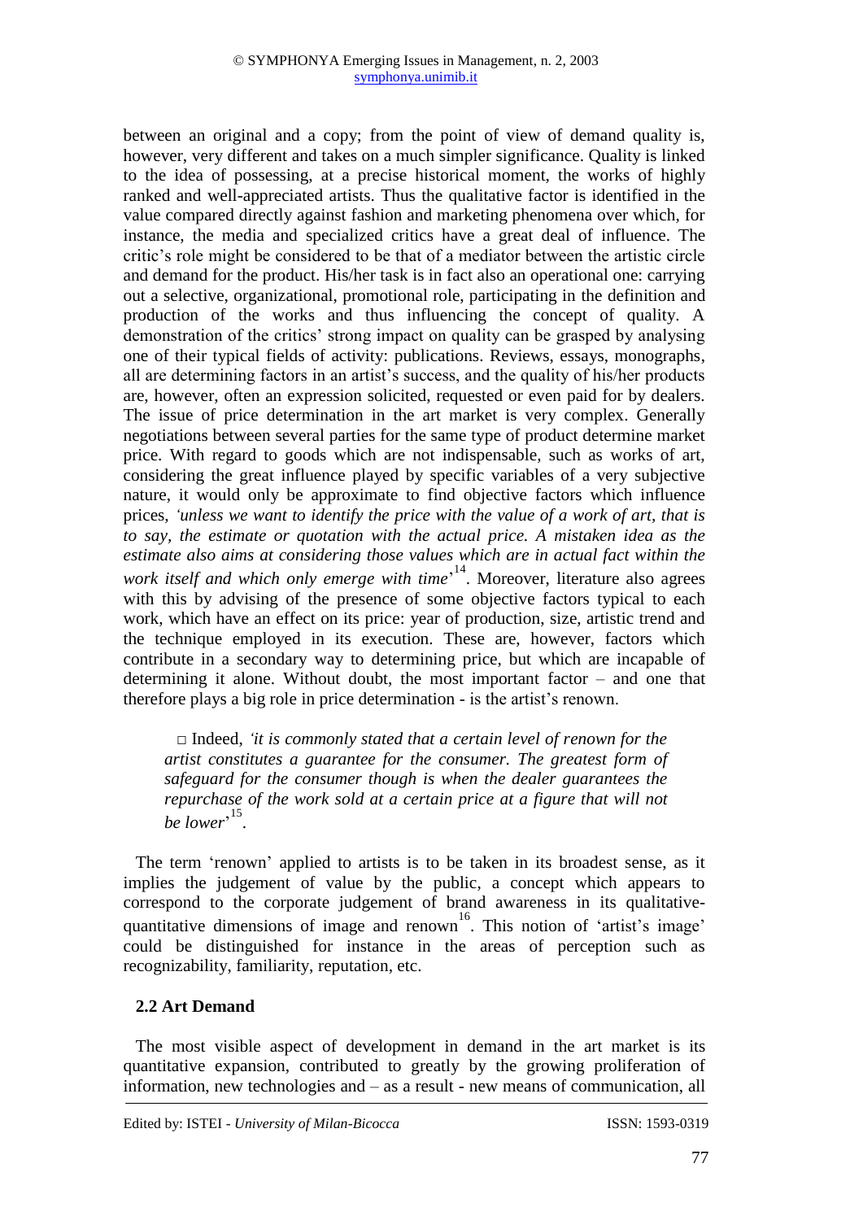between an original and a copy; from the point of view of demand quality is, however, very different and takes on a much simpler significance. Quality is linked to the idea of possessing, at a precise historical moment, the works of highly ranked and well-appreciated artists. Thus the qualitative factor is identified in the value compared directly against fashion and marketing phenomena over which, for instance, the media and specialized critics have a great deal of influence. The critic's role might be considered to be that of a mediator between the artistic circle and demand for the product. His/her task is in fact also an operational one: carrying out a selective, organizational, promotional role, participating in the definition and production of the works and thus influencing the concept of quality. A demonstration of the critics' strong impact on quality can be grasped by analysing one of their typical fields of activity: publications. Reviews, essays, monographs, all are determining factors in an artist's success, and the quality of his/her products are, however, often an expression solicited, requested or even paid for by dealers. The issue of price determination in the art market is very complex. Generally negotiations between several parties for the same type of product determine market price. With regard to goods which are not indispensable, such as works of art, considering the great influence played by specific variables of a very subjective nature, it would only be approximate to find objective factors which influence prices, *'unless we want to identify the price with the value of a work of art, that is to say, the estimate or quotation with the actual price. A mistaken idea as the estimate also aims at considering those values which are in actual fact within the work itself and which only emerge with time'*[14]. Moreover, literature also agrees with this by advising of the presence of some objective factors typical to each work, which have an effect on its price: year of production, size, artistic trend and the technique employed in its execution. These are, however, factors which contribute in a secondary way to determining price, but which are incapable of determining it alone. Without doubt, the most important factor – and one that therefore plays a big role in price determination - is the artist's renown.

> □ Indeed, *'it is commonly stated that a certain level of renown for the artist constitutes a guarantee for the consumer. The greatest form of safeguard for the consumer though is when the dealer guarantees the repurchase of the work sold at a certain price at a figure that will not be lower'*[15].

The term 'renown' applied to artists is to be taken in its broadest sense, as it implies the judgement of value by the public, a concept which appears to correspond to the corporate judgement of brand awareness in its qualitative-quantitative dimensions of image and renown[16]. This notion of 'artist's image' could be distinguished for instance in the areas of perception such as recognizability, familiarity, reputation, etc.

### 2.2 Art Demand

The most visible aspect of development in demand in the art market is its quantitative expansion, contributed to greatly by the growing proliferation of information, new technologies and – as a result - new means of communication, all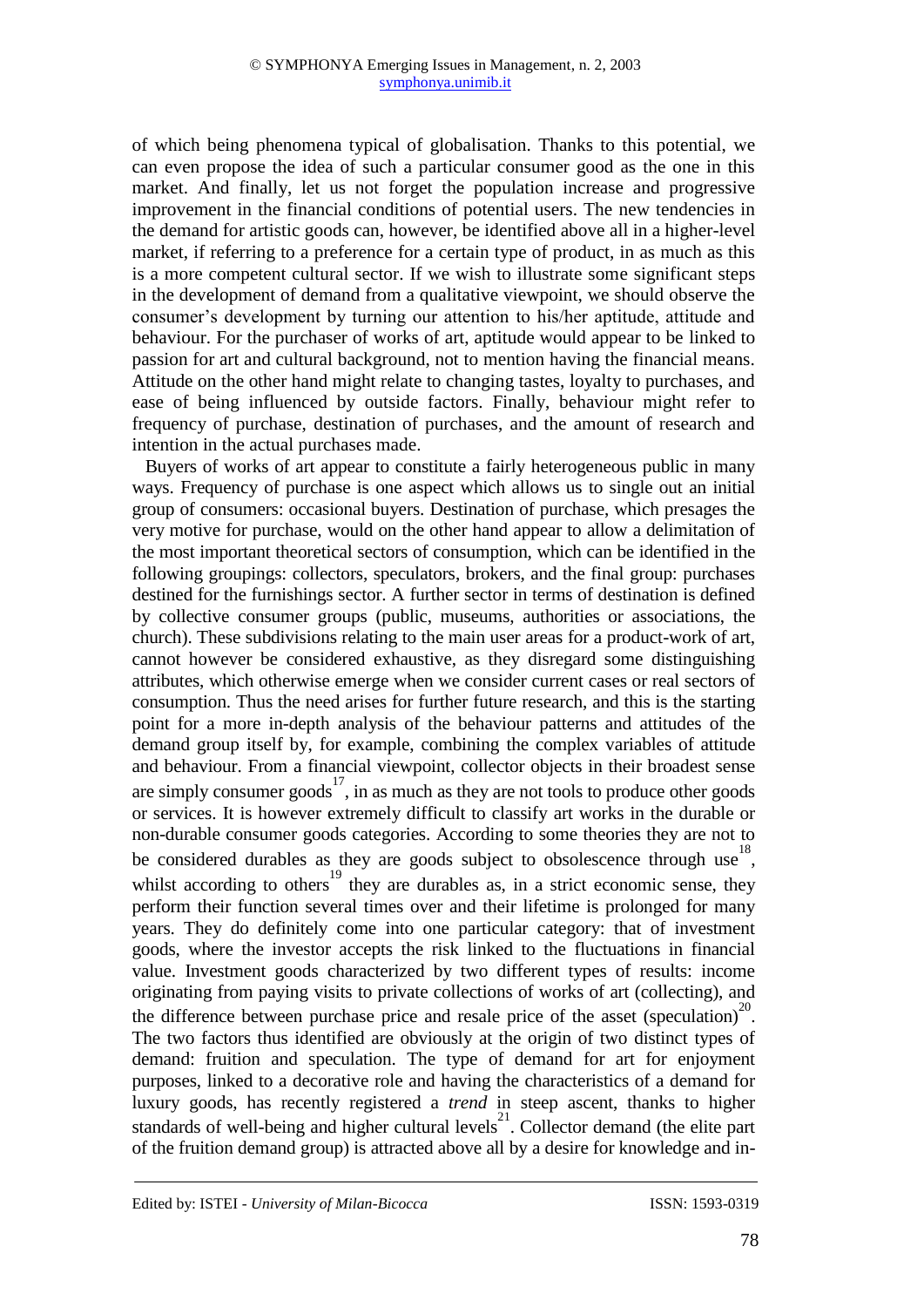of which being phenomena typical of globalisation. Thanks to this potential, we can even propose the idea of such a particular consumer good as the one in this market. And finally, let us not forget the population increase and progressive improvement in the financial conditions of potential users. The new tendencies in the demand for artistic goods can, however, be identified above all in a higher-level market, if referring to a preference for a certain type of product, in as much as this is a more competent cultural sector. If we wish to illustrate some significant steps in the development of demand from a qualitative viewpoint, we should observe the consumer's development by turning our attention to his/her aptitude, attitude and behaviour. For the purchaser of works of art, aptitude would appear to be linked to passion for art and cultural background, not to mention having the financial means. Attitude on the other hand might relate to changing tastes, loyalty to purchases, and ease of being influenced by outside factors. Finally, behaviour might refer to frequency of purchase, destination of purchases, and the amount of research and intention in the actual purchases made.

Buyers of works of art appear to constitute a fairly heterogeneous public in many ways. Frequency of purchase is one aspect which allows us to single out an initial group of consumers: occasional buyers. Destination of purchase, which presages the very motive for purchase, would on the other hand appear to allow a delimitation of the most important theoretical sectors of consumption, which can be identified in the following groupings: collectors, speculators, brokers, and the final group: purchases destined for the furnishings sector. A further sector in terms of destination is defined by collective consumer groups (public, museums, authorities or associations, the church). These subdivisions relating to the main user areas for a product-work of art, cannot however be considered exhaustive, as they disregard some distinguishing attributes, which otherwise emerge when we consider current cases or real sectors of consumption. Thus the need arises for further future research, and this is the starting point for a more in-depth analysis of the behaviour patterns and attitudes of the demand group itself by, for example, combining the complex variables of attitude and behaviour. From a financial viewpoint, collector objects in their broadest sense are simply consumer goods[17], in as much as they are not tools to produce other goods or services. It is however extremely difficult to classify art works in the durable or non-durable consumer goods categories. According to some theories they are not to be considered durables as they are goods subject to obsolescence through use[18], whilst according to others[19] they are durables as, in a strict economic sense, they perform their function several times over and their lifetime is prolonged for many years. They do definitely come into one particular category: that of investment goods, where the investor accepts the risk linked to the fluctuations in financial value. Investment goods characterized by two different types of results: income originating from paying visits to private collections of works of art (collecting), and the difference between purchase price and resale price of the asset (speculation)[20]. The two factors thus identified are obviously at the origin of two distinct types of demand: fruition and speculation. The type of demand for art for enjoyment purposes, linked to a decorative role and having the characteristics of a demand for luxury goods, has recently registered a *trend* in steep ascent, thanks to higher standards of well-being and higher cultural levels[21]. Collector demand (the elite part of the fruition demand group) is attracted above all by a desire for knowledge and in-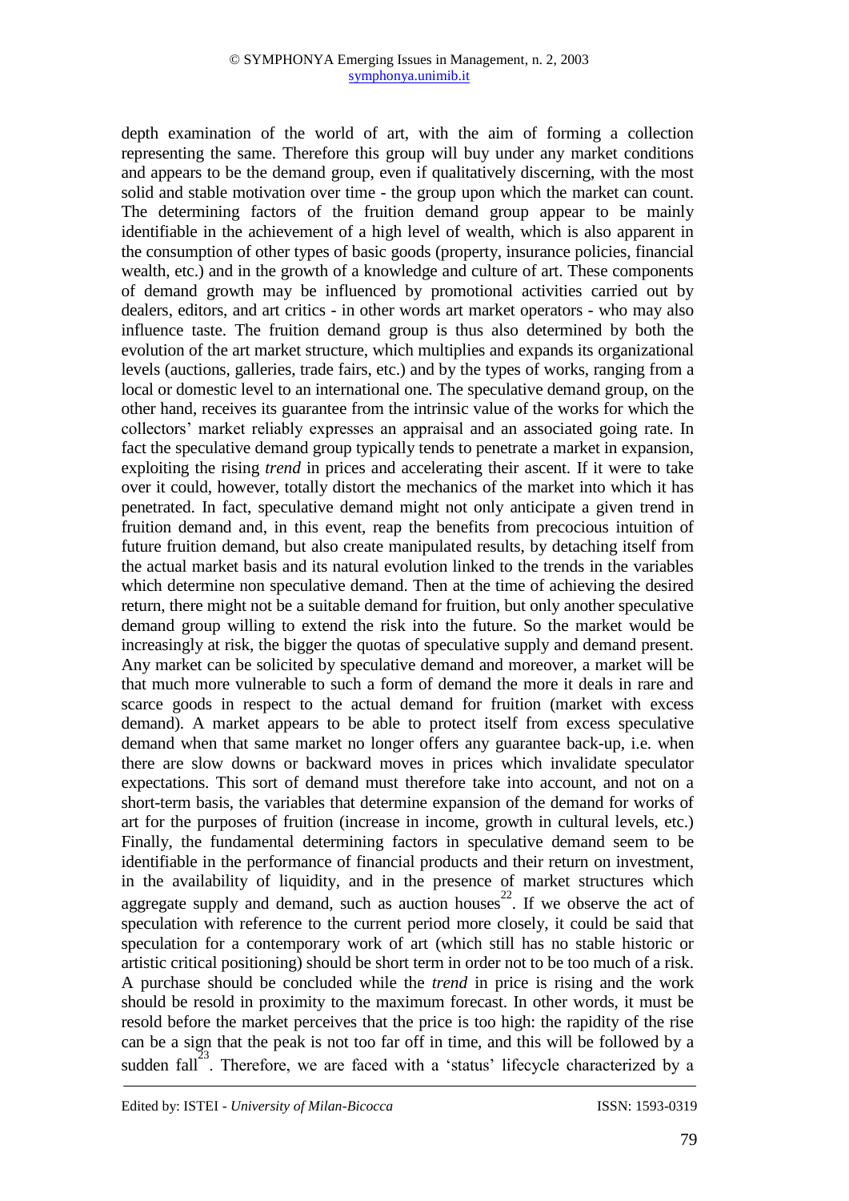depth examination of the world of art, with the aim of forming a collection representing the same. Therefore this group will buy under any market conditions and appears to be the demand group, even if qualitatively discerning, with the most solid and stable motivation over time - the group upon which the market can count. The determining factors of the fruition demand group appear to be mainly identifiable in the achievement of a high level of wealth, which is also apparent in the consumption of other types of basic goods (property, insurance policies, financial wealth, etc.) and in the growth of a knowledge and culture of art. These components of demand growth may be influenced by promotional activities carried out by dealers, editors, and art critics - in other words art market operators - who may also influence taste. The fruition demand group is thus also determined by both the evolution of the art market structure, which multiplies and expands its organizational levels (auctions, galleries, trade fairs, etc.) and by the types of works, ranging from a local or domestic level to an international one. The speculative demand group, on the other hand, receives its guarantee from the intrinsic value of the works for which the collectors' market reliably expresses an appraisal and an associated going rate. In fact the speculative demand group typically tends to penetrate a market in expansion, exploiting the rising *trend* in prices and accelerating their ascent. If it were to take over it could, however, totally distort the mechanics of the market into which it has penetrated. In fact, speculative demand might not only anticipate a given trend in fruition demand and, in this event, reap the benefits from precocious intuition of future fruition demand, but also create manipulated results, by detaching itself from the actual market basis and its natural evolution linked to the trends in the variables which determine non speculative demand. Then at the time of achieving the desired return, there might not be a suitable demand for fruition, but only another speculative demand group willing to extend the risk into the future. So the market would be increasingly at risk, the bigger the quotas of speculative supply and demand present. Any market can be solicited by speculative demand and moreover, a market will be that much more vulnerable to such a form of demand the more it deals in rare and scarce goods in respect to the actual demand for fruition (market with excess demand). A market appears to be able to protect itself from excess speculative demand when that same market no longer offers any guarantee back-up, i.e. when there are slow downs or backward moves in prices which invalidate speculator expectations. This sort of demand must therefore take into account, and not on a short-term basis, the variables that determine expansion of the demand for works of art for the purposes of fruition (increase in income, growth in cultural levels, etc.) Finally, the fundamental determining factors in speculative demand seem to be identifiable in the performance of financial products and their return on investment, in the availability of liquidity, and in the presence of market structures which aggregate supply and demand, such as auction houses[22]. If we observe the act of speculation with reference to the current period more closely, it could be said that speculation for a contemporary work of art (which still has no stable historic or artistic critical positioning) should be short term in order not to be too much of a risk. A purchase should be concluded while the *trend* in price is rising and the work should be resold in proximity to the maximum forecast. In other words, it must be resold before the market perceives that the price is too high: the rapidity of the rise can be a sign that the peak is not too far off in time, and this will be followed by a sudden fall[23]. Therefore, we are faced with a 'status' lifecycle characterized by a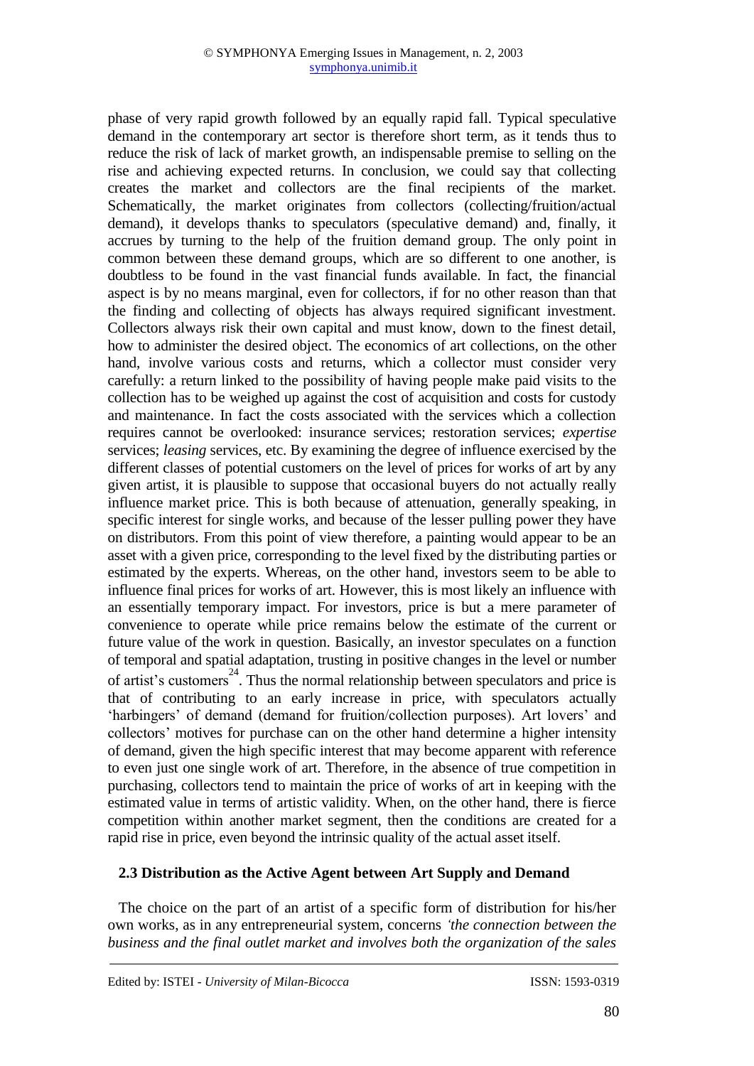phase of very rapid growth followed by an equally rapid fall. Typical speculative demand in the contemporary art sector is therefore short term, as it tends thus to reduce the risk of lack of market growth, an indispensable premise to selling on the rise and achieving expected returns. In conclusion, we could say that collecting creates the market and collectors are the final recipients of the market. Schematically, the market originates from collectors (collecting/fruition/actual demand), it develops thanks to speculators (speculative demand) and, finally, it accrues by turning to the help of the fruition demand group. The only point in common between these demand groups, which are so different to one another, is doubtless to be found in the vast financial funds available. In fact, the financial aspect is by no means marginal, even for collectors, if for no other reason than that the finding and collecting of objects has always required significant investment. Collectors always risk their own capital and must know, down to the finest detail, how to administer the desired object. The economics of art collections, on the other hand, involve various costs and returns, which a collector must consider very carefully: a return linked to the possibility of having people make paid visits to the collection has to be weighed up against the cost of acquisition and costs for custody and maintenance. In fact the costs associated with the services which a collection requires cannot be overlooked: insurance services; restoration services; *expertise* services; *leasing* services, etc. By examining the degree of influence exercised by the different classes of potential customers on the level of prices for works of art by any given artist, it is plausible to suppose that occasional buyers do not actually really influence market price. This is because of attenuation, generally speaking, in specific interest for single works, and because of the lesser pulling power they have on distributors. From this point of view therefore, a painting would appear to be an asset with a given price, corresponding to the level fixed by the distributing parties or estimated by the experts. Whereas, on the other hand, investors seem to be able to influence final prices for works of art. However, this is most likely an influence with an essentially temporary impact. For investors, price is but a mere parameter of convenience to operate while price remains below the estimate of the current or future value of the work in question. Basically, an investor speculates on a function of temporal and spatial adaptation, trusting in positive changes in the level or number of artist's customers[24]. Thus the normal relationship between speculators and price is that of contributing to an early increase in price, with speculators actually 'harbingers' of demand (demand for fruition/collection purposes). Art lovers' and collectors' motives for purchase can on the other hand determine a higher intensity of demand, given the high specific interest that may become apparent with reference to even just one single work of art. Therefore, in the absence of true competition in purchasing, collectors tend to maintain the price of works of art in keeping with the estimated value in terms of artistic validity. When, on the other hand, there is fierce competition within another market segment, then the conditions are created for a rapid rise in price, even beyond the intrinsic quality of the actual asset itself.

### 2.3 Distribution as the Active Agent between Art Supply and Demand

The choice on the part of an artist of a specific form of distribution for his/her own works, as in any entrepreneurial system, concerns *'the connection between the business and the final outlet market and involves both the organization of the sales*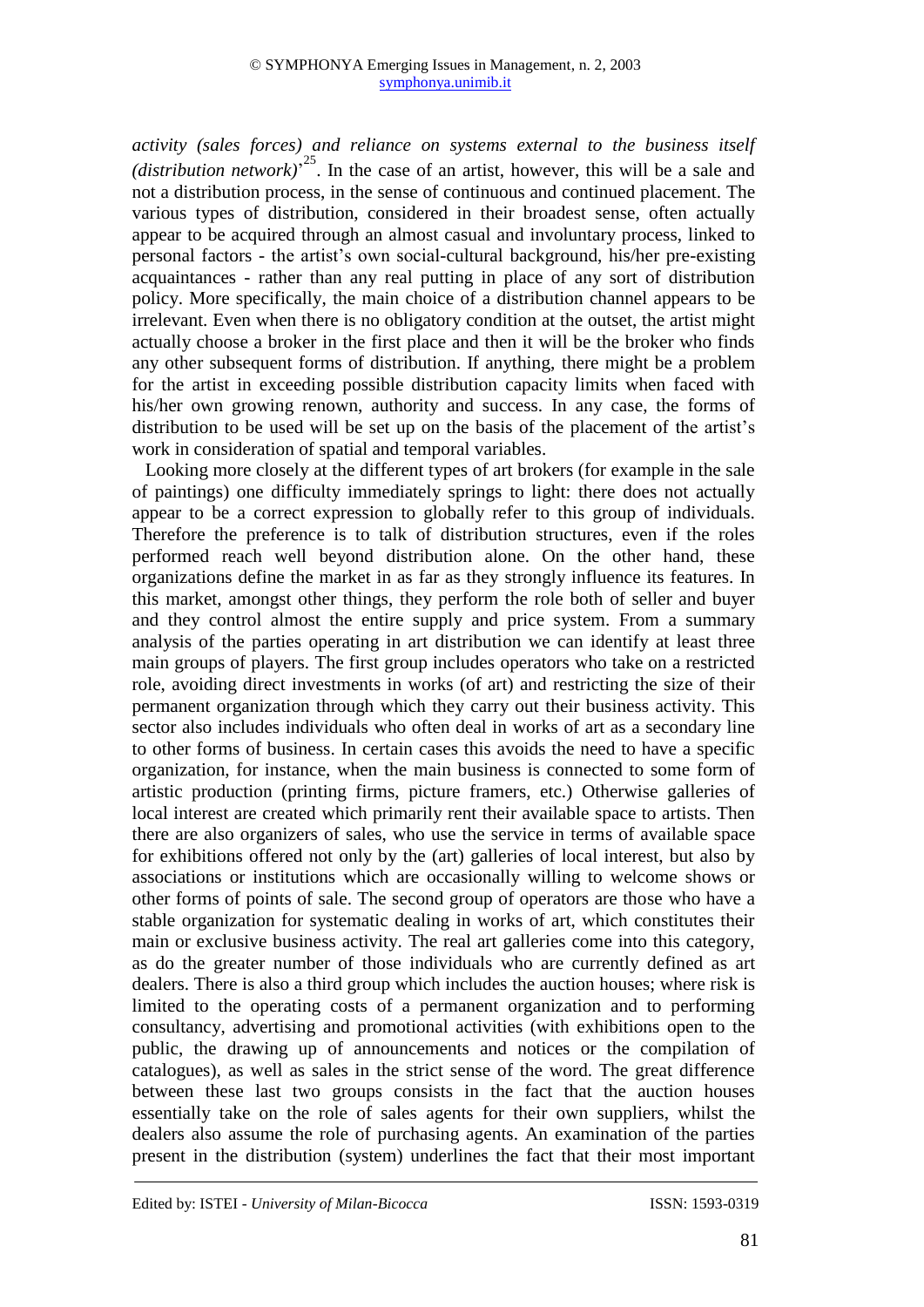*activity (sales forces) and reliance on systems external to the business itself (distribution network)*'[25]. In the case of an artist, however, this will be a sale and not a distribution process, in the sense of continuous and continued placement. The various types of distribution, considered in their broadest sense, often actually appear to be acquired through an almost casual and involuntary process, linked to personal factors - the artist's own social-cultural background, his/her pre-existing acquaintances - rather than any real putting in place of any sort of distribution policy. More specifically, the main choice of a distribution channel appears to be irrelevant. Even when there is no obligatory condition at the outset, the artist might actually choose a broker in the first place and then it will be the broker who finds any other subsequent forms of distribution. If anything, there might be a problem for the artist in exceeding possible distribution capacity limits when faced with his/her own growing renown, authority and success. In any case, the forms of distribution to be used will be set up on the basis of the placement of the artist's work in consideration of spatial and temporal variables.

Looking more closely at the different types of art brokers (for example in the sale of paintings) one difficulty immediately springs to light: there does not actually appear to be a correct expression to globally refer to this group of individuals. Therefore the preference is to talk of distribution structures, even if the roles performed reach well beyond distribution alone. On the other hand, these organizations define the market in as far as they strongly influence its features. In this market, amongst other things, they perform the role both of seller and buyer and they control almost the entire supply and price system. From a summary analysis of the parties operating in art distribution we can identify at least three main groups of players. The first group includes operators who take on a restricted role, avoiding direct investments in works (of art) and restricting the size of their permanent organization through which they carry out their business activity. This sector also includes individuals who often deal in works of art as a secondary line to other forms of business. In certain cases this avoids the need to have a specific organization, for instance, when the main business is connected to some form of artistic production (printing firms, picture framers, etc.) Otherwise galleries of local interest are created which primarily rent their available space to artists. Then there are also organizers of sales, who use the service in terms of available space for exhibitions offered not only by the (art) galleries of local interest, but also by associations or institutions which are occasionally willing to welcome shows or other forms of points of sale. The second group of operators are those who have a stable organization for systematic dealing in works of art, which constitutes their main or exclusive business activity. The real art galleries come into this category, as do the greater number of those individuals who are currently defined as art dealers. There is also a third group which includes the auction houses; where risk is limited to the operating costs of a permanent organization and to performing consultancy, advertising and promotional activities (with exhibitions open to the public, the drawing up of announcements and notices or the compilation of catalogues), as well as sales in the strict sense of the word. The great difference between these last two groups consists in the fact that the auction houses essentially take on the role of sales agents for their own suppliers, whilst the dealers also assume the role of purchasing agents. An examination of the parties present in the distribution (system) underlines the fact that their most important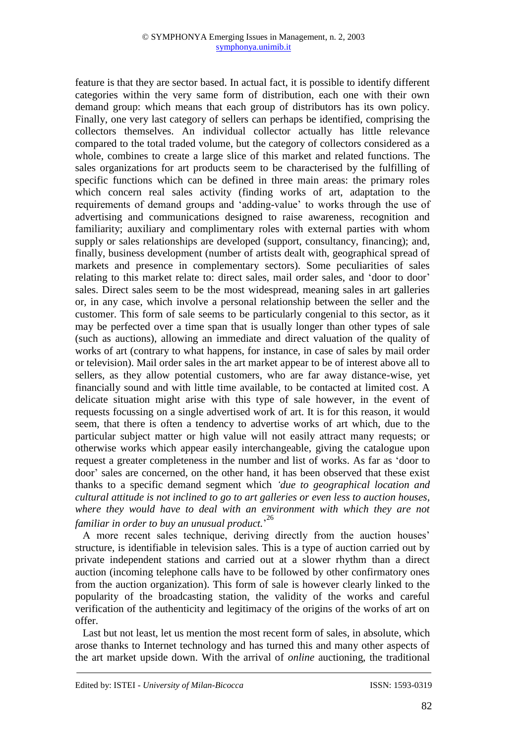feature is that they are sector based. In actual fact, it is possible to identify different categories within the very same form of distribution, each one with their own demand group: which means that each group of distributors has its own policy. Finally, one very last category of sellers can perhaps be identified, comprising the collectors themselves. An individual collector actually has little relevance compared to the total traded volume, but the category of collectors considered as a whole, combines to create a large slice of this market and related functions. The sales organizations for art products seem to be characterised by the fulfilling of specific functions which can be defined in three main areas: the primary roles which concern real sales activity (finding works of art, adaptation to the requirements of demand groups and 'adding-value' to works through the use of advertising and communications designed to raise awareness, recognition and familiarity; auxiliary and complimentary roles with external parties with whom supply or sales relationships are developed (support, consultancy, financing); and, finally, business development (number of artists dealt with, geographical spread of markets and presence in complementary sectors). Some peculiarities of sales relating to this market relate to: direct sales, mail order sales, and 'door to door' sales. Direct sales seem to be the most widespread, meaning sales in art galleries or, in any case, which involve a personal relationship between the seller and the customer. This form of sale seems to be particularly congenial to this sector, as it may be perfected over a time span that is usually longer than other types of sale (such as auctions), allowing an immediate and direct valuation of the quality of works of art (contrary to what happens, for instance, in case of sales by mail order or television). Mail order sales in the art market appear to be of interest above all to sellers, as they allow potential customers, who are far away distance-wise, yet financially sound and with little time available, to be contacted at limited cost. A delicate situation might arise with this type of sale however, in the event of requests focussing on a single advertised work of art. It is for this reason, it would seem, that there is often a tendency to advertise works of art which, due to the particular subject matter or high value will not easily attract many requests; or otherwise works which appear easily interchangeable, giving the catalogue upon request a greater completeness in the number and list of works. As far as 'door to door' sales are concerned, on the other hand, it has been observed that these exist thanks to a specific demand segment which *'due to geographical location and cultural attitude is not inclined to go to art galleries or even less to auction houses, where they would have to deal with an environment with which they are not familiar in order to buy an unusual product.*'[26]

A more recent sales technique, deriving directly from the auction houses' structure, is identifiable in television sales. This is a type of auction carried out by private independent stations and carried out at a slower rhythm than a direct auction (incoming telephone calls have to be followed by other confirmatory ones from the auction organization). This form of sale is however clearly linked to the popularity of the broadcasting station, the validity of the works and careful verification of the authenticity and legitimacy of the origins of the works of art on offer.

Last but not least, let us mention the most recent form of sales, in absolute, which arose thanks to Internet technology and has turned this and many other aspects of the art market upside down. With the arrival of *online* auctioning, the traditional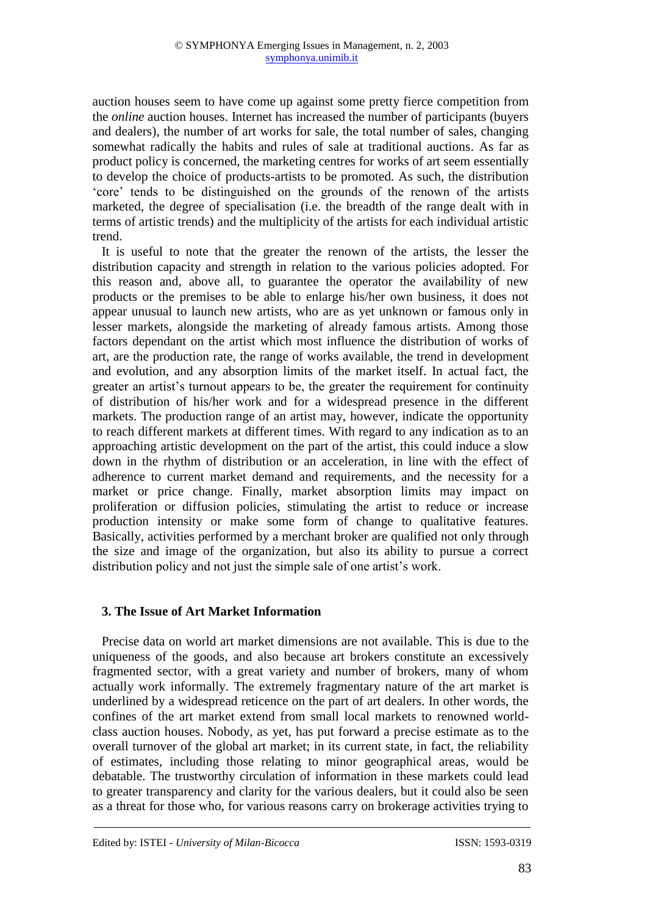auction houses seem to have come up against some pretty fierce competition from the *online* auction houses. Internet has increased the number of participants (buyers and dealers), the number of art works for sale, the total number of sales, changing somewhat radically the habits and rules of sale at traditional auctions. As far as product policy is concerned, the marketing centres for works of art seem essentially to develop the choice of products-artists to be promoted. As such, the distribution 'core' tends to be distinguished on the grounds of the renown of the artists marketed, the degree of specialisation (i.e. the breadth of the range dealt with in terms of artistic trends) and the multiplicity of the artists for each individual artistic trend.

It is useful to note that the greater the renown of the artists, the lesser the distribution capacity and strength in relation to the various policies adopted. For this reason and, above all, to guarantee the operator the availability of new products or the premises to be able to enlarge his/her own business, it does not appear unusual to launch new artists, who are as yet unknown or famous only in lesser markets, alongside the marketing of already famous artists. Among those factors dependant on the artist which most influence the distribution of works of art, are the production rate, the range of works available, the trend in development and evolution, and any absorption limits of the market itself. In actual fact, the greater an artist's turnout appears to be, the greater the requirement for continuity of distribution of his/her work and for a widespread presence in the different markets. The production range of an artist may, however, indicate the opportunity to reach different markets at different times. With regard to any indication as to an approaching artistic development on the part of the artist, this could induce a slow down in the rhythm of distribution or an acceleration, in line with the effect of adherence to current market demand and requirements, and the necessity for a market or price change. Finally, market absorption limits may impact on proliferation or diffusion policies, stimulating the artist to reduce or increase production intensity or make some form of change to qualitative features. Basically, activities performed by a merchant broker are qualified not only through the size and image of the organization, but also its ability to pursue a correct distribution policy and not just the simple sale of one artist's work.

## 3. The Issue of Art Market Information

Precise data on world art market dimensions are not available. This is due to the uniqueness of the goods, and also because art brokers constitute an excessively fragmented sector, with a great variety and number of brokers, many of whom actually work informally. The extremely fragmentary nature of the art market is underlined by a widespread reticence on the part of art dealers. In other words, the confines of the art market extend from small local markets to renowned world-class auction houses. Nobody, as yet, has put forward a precise estimate as to the overall turnover of the global art market; in its current state, in fact, the reliability of estimates, including those relating to minor geographical areas, would be debatable. The trustworthy circulation of information in these markets could lead to greater transparency and clarity for the various dealers, but it could also be seen as a threat for those who, for various reasons carry on brokerage activities trying to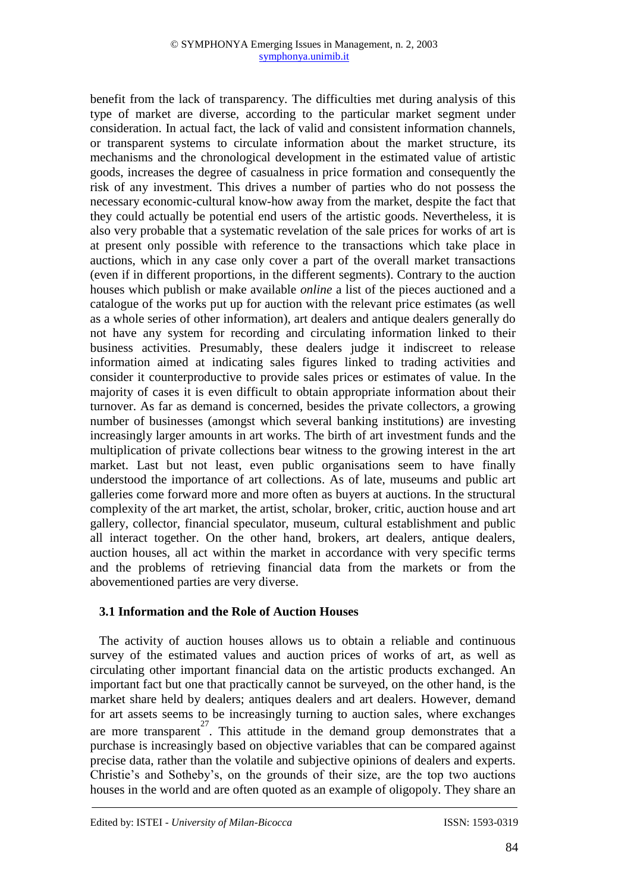benefit from the lack of transparency. The difficulties met during analysis of this type of market are diverse, according to the particular market segment under consideration. In actual fact, the lack of valid and consistent information channels, or transparent systems to circulate information about the market structure, its mechanisms and the chronological development in the estimated value of artistic goods, increases the degree of casualness in price formation and consequently the risk of any investment. This drives a number of parties who do not possess the necessary economic-cultural know-how away from the market, despite the fact that they could actually be potential end users of the artistic goods. Nevertheless, it is also very probable that a systematic revelation of the sale prices for works of art is at present only possible with reference to the transactions which take place in auctions, which in any case only cover a part of the overall market transactions (even if in different proportions, in the different segments). Contrary to the auction houses which publish or make available *online* a list of the pieces auctioned and a catalogue of the works put up for auction with the relevant price estimates (as well as a whole series of other information), art dealers and antique dealers generally do not have any system for recording and circulating information linked to their business activities. Presumably, these dealers judge it indiscreet to release information aimed at indicating sales figures linked to trading activities and consider it counterproductive to provide sales prices or estimates of value. In the majority of cases it is even difficult to obtain appropriate information about their turnover. As far as demand is concerned, besides the private collectors, a growing number of businesses (amongst which several banking institutions) are investing increasingly larger amounts in art works. The birth of art investment funds and the multiplication of private collections bear witness to the growing interest in the art market. Last but not least, even public organisations seem to have finally understood the importance of art collections. As of late, museums and public art galleries come forward more and more often as buyers at auctions. In the structural complexity of the art market, the artist, scholar, broker, critic, auction house and art gallery, collector, financial speculator, museum, cultural establishment and public all interact together. On the other hand, brokers, art dealers, antique dealers, auction houses, all act within the market in accordance with very specific terms and the problems of retrieving financial data from the markets or from the abovementioned parties are very diverse.

### 3.1 Information and the Role of Auction Houses

The activity of auction houses allows us to obtain a reliable and continuous survey of the estimated values and auction prices of works of art, as well as circulating other important financial data on the artistic products exchanged. An important fact but one that practically cannot be surveyed, on the other hand, is the market share held by dealers; antiques dealers and art dealers. However, demand for art assets seems to be increasingly turning to auction sales, where exchanges are more transparent[27]. This attitude in the demand group demonstrates that a purchase is increasingly based on objective variables that can be compared against precise data, rather than the volatile and subjective opinions of dealers and experts. Christie's and Sotheby's, on the grounds of their size, are the top two auctions houses in the world and are often quoted as an example of oligopoly. They share an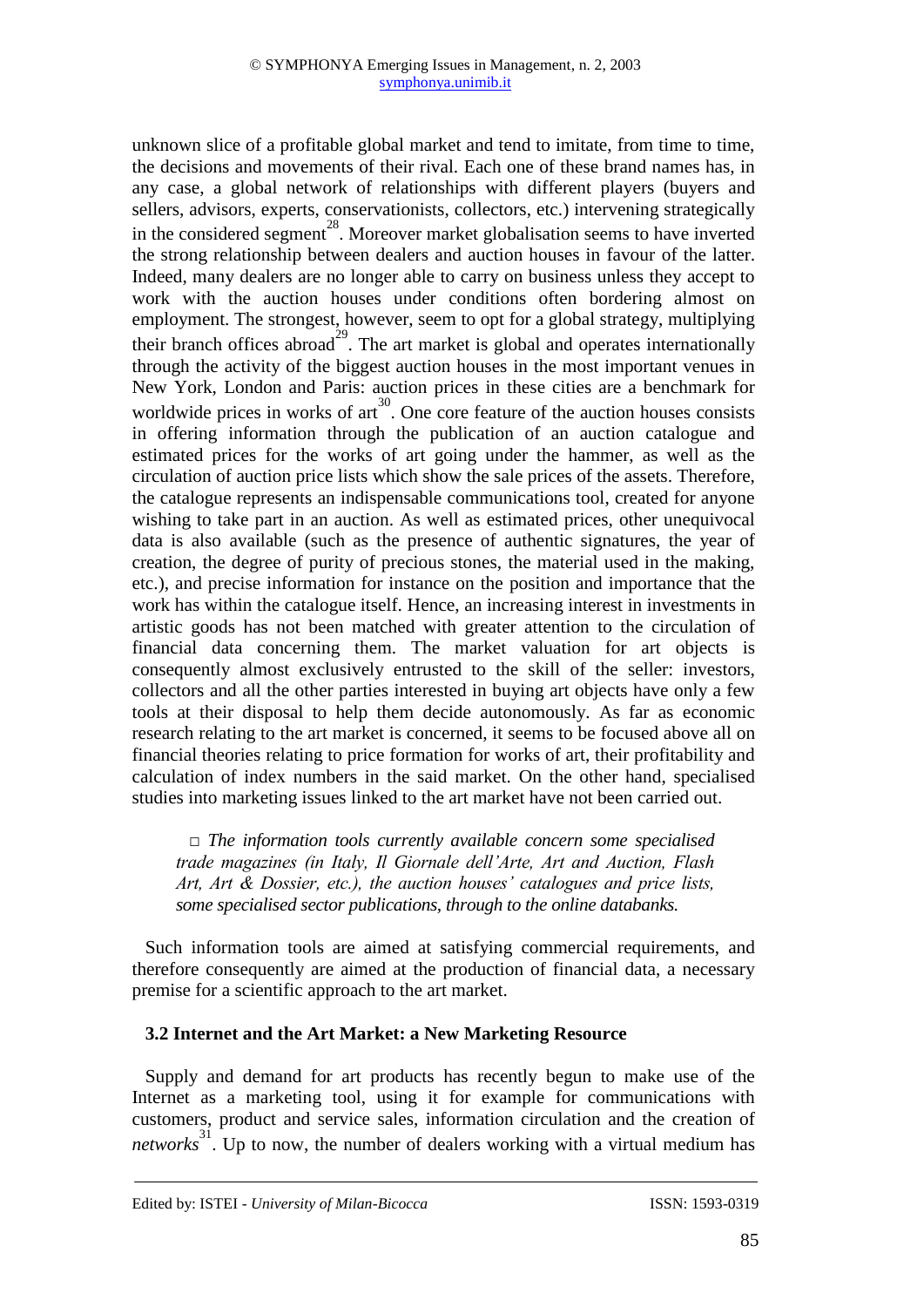unknown slice of a profitable global market and tend to imitate, from time to time, the decisions and movements of their rival. Each one of these brand names has, in any case, a global network of relationships with different players (buyers and sellers, advisors, experts, conservationists, collectors, etc.) intervening strategically in the considered segment[28]. Moreover market globalisation seems to have inverted the strong relationship between dealers and auction houses in favour of the latter. Indeed, many dealers are no longer able to carry on business unless they accept to work with the auction houses under conditions often bordering almost on employment. The strongest, however, seem to opt for a global strategy, multiplying their branch offices abroad[29]. The art market is global and operates internationally through the activity of the biggest auction houses in the most important venues in New York, London and Paris: auction prices in these cities are a benchmark for worldwide prices in works of art[30]. One core feature of the auction houses consists in offering information through the publication of an auction catalogue and estimated prices for the works of art going under the hammer, as well as the circulation of auction price lists which show the sale prices of the assets. Therefore, the catalogue represents an indispensable communications tool, created for anyone wishing to take part in an auction. As well as estimated prices, other unequivocal data is also available (such as the presence of authentic signatures, the year of creation, the degree of purity of precious stones, the material used in the making, etc.), and precise information for instance on the position and importance that the work has within the catalogue itself. Hence, an increasing interest in investments in artistic goods has not been matched with greater attention to the circulation of financial data concerning them. The market valuation for art objects is consequently almost exclusively entrusted to the skill of the seller: investors, collectors and all the other parties interested in buying art objects have only a few tools at their disposal to help them decide autonomously. As far as economic research relating to the art market is concerned, it seems to be focused above all on financial theories relating to price formation for works of art, their profitability and calculation of index numbers in the said market. On the other hand, specialised studies into marketing issues linked to the art market have not been carried out.

> □ *The information tools currently available concern some specialised trade magazines (in Italy, Il Giornale dell'Arte, Art and Auction, Flash Art, Art & Dossier, etc.), the auction houses' catalogues and price lists, some specialised sector publications, through to the online databanks.*

Such information tools are aimed at satisfying commercial requirements, and therefore consequently are aimed at the production of financial data, a necessary premise for a scientific approach to the art market.

### 3.2 Internet and the Art Market: a New Marketing Resource

Supply and demand for art products has recently begun to make use of the Internet as a marketing tool, using it for example for communications with customers, product and service sales, information circulation and the creation of *networks*[31]. Up to now, the number of dealers working with a virtual medium has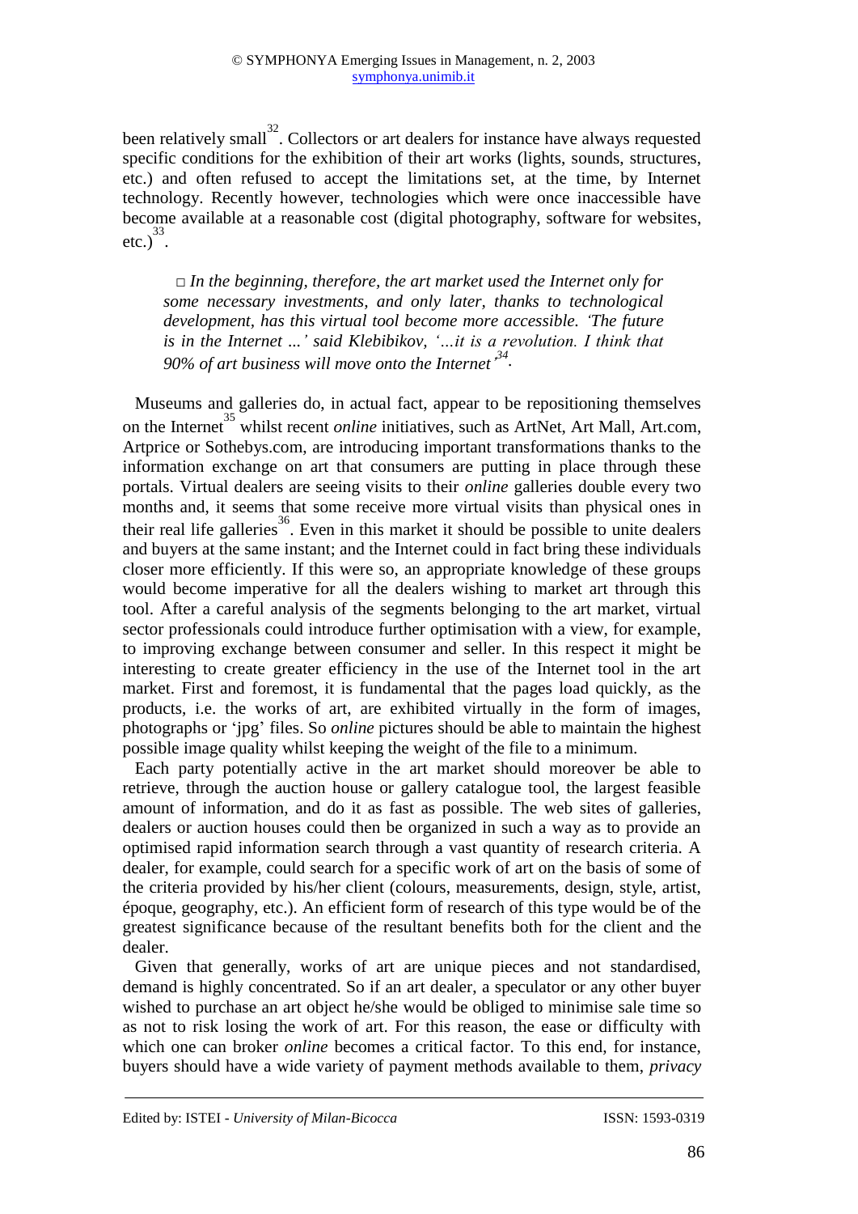been relatively small[32]. Collectors or art dealers for instance have always requested specific conditions for the exhibition of their art works (lights, sounds, structures, etc.) and often refused to accept the limitations set, at the time, by Internet technology. Recently however, technologies which were once inaccessible have become available at a reasonable cost (digital photography, software for websites, etc.)[33].

> □ *In the beginning, therefore, the art market used the Internet only for some necessary investments, and only later, thanks to technological development, has this virtual tool become more accessible. 'The future is in the Internet ...' said Klebibikov, '...it is a revolution. I think that 90% of art business will move onto the Internet'*[34].

Museums and galleries do, in actual fact, appear to be repositioning themselves on the Internet[35] whilst recent *online* initiatives, such as ArtNet, Art Mall, Art.com, Artprice or Sothebys.com, are introducing important transformations thanks to the information exchange on art that consumers are putting in place through these portals. Virtual dealers are seeing visits to their *online* galleries double every two months and, it seems that some receive more virtual visits than physical ones in their real life galleries[36]. Even in this market it should be possible to unite dealers and buyers at the same instant; and the Internet could in fact bring these individuals closer more efficiently. If this were so, an appropriate knowledge of these groups would become imperative for all the dealers wishing to market art through this tool. After a careful analysis of the segments belonging to the art market, virtual sector professionals could introduce further optimisation with a view, for example, to improving exchange between consumer and seller. In this respect it might be interesting to create greater efficiency in the use of the Internet tool in the art market. First and foremost, it is fundamental that the pages load quickly, as the products, i.e. the works of art, are exhibited virtually in the form of images, photographs or 'jpg' files. So *online* pictures should be able to maintain the highest possible image quality whilst keeping the weight of the file to a minimum.

Each party potentially active in the art market should moreover be able to retrieve, through the auction house or gallery catalogue tool, the largest feasible amount of information, and do it as fast as possible. The web sites of galleries, dealers or auction houses could then be organized in such a way as to provide an optimised rapid information search through a vast quantity of research criteria. A dealer, for example, could search for a specific work of art on the basis of some of the criteria provided by his/her client (colours, measurements, design, style, artist, époque, geography, etc.). An efficient form of research of this type would be of the greatest significance because of the resultant benefits both for the client and the dealer.

Given that generally, works of art are unique pieces and not standardised, demand is highly concentrated. So if an art dealer, a speculator or any other buyer wished to purchase an art object he/she would be obliged to minimise sale time so as not to risk losing the work of art. For this reason, the ease or difficulty with which one can broker *online* becomes a critical factor. To this end, for instance, buyers should have a wide variety of payment methods available to them, *privacy*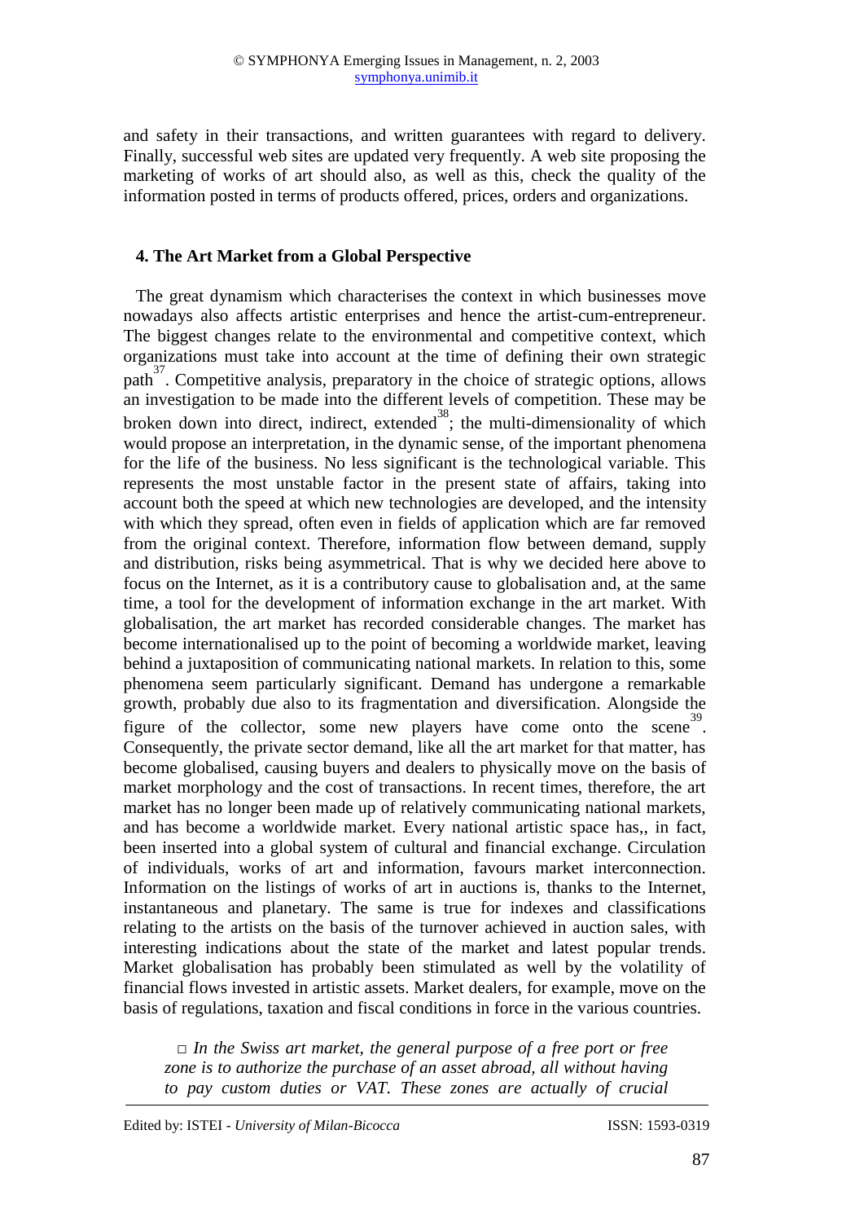and safety in their transactions, and written guarantees with regard to delivery. Finally, successful web sites are updated very frequently. A web site proposing the marketing of works of art should also, as well as this, check the quality of the information posted in terms of products offered, prices, orders and organizations.

## 4. The Art Market from a Global Perspective

The great dynamism which characterises the context in which businesses move nowadays also affects artistic enterprises and hence the artist-cum-entrepreneur. The biggest changes relate to the environmental and competitive context, which organizations must take into account at the time of defining their own strategic path[37]. Competitive analysis, preparatory in the choice of strategic options, allows an investigation to be made into the different levels of competition. These may be broken down into direct, indirect, extended[38]; the multi-dimensionality of which would propose an interpretation, in the dynamic sense, of the important phenomena for the life of the business. No less significant is the technological variable. This represents the most unstable factor in the present state of affairs, taking into account both the speed at which new technologies are developed, and the intensity with which they spread, often even in fields of application which are far removed from the original context. Therefore, information flow between demand, supply and distribution, risks being asymmetrical. That is why we decided here above to focus on the Internet, as it is a contributory cause to globalisation and, at the same time, a tool for the development of information exchange in the art market. With globalisation, the art market has recorded considerable changes. The market has become internationalised up to the point of becoming a worldwide market, leaving behind a juxtaposition of communicating national markets. In relation to this, some phenomena seem particularly significant. Demand has undergone a remarkable growth, probably due also to its fragmentation and diversification. Alongside the figure of the collector, some new players have come onto the scene[39]. Consequently, the private sector demand, like all the art market for that matter, has become globalised, causing buyers and dealers to physically move on the basis of market morphology and the cost of transactions. In recent times, therefore, the art market has no longer been made up of relatively communicating national markets, and has become a worldwide market. Every national artistic space has,, in fact, been inserted into a global system of cultural and financial exchange. Circulation of individuals, works of art and information, favours market interconnection. Information on the listings of works of art in auctions is, thanks to the Internet, instantaneous and planetary. The same is true for indexes and classifications relating to the artists on the basis of the turnover achieved in auction sales, with interesting indications about the state of the market and latest popular trends. Market globalisation has probably been stimulated as well by the volatility of financial flows invested in artistic assets. Market dealers, for example, move on the basis of regulations, taxation and fiscal conditions in force in the various countries.

> □ *In the Swiss art market, the general purpose of a free port or free zone is to authorize the purchase of an asset abroad, all without having to pay custom duties or VAT. These zones are actually of crucial*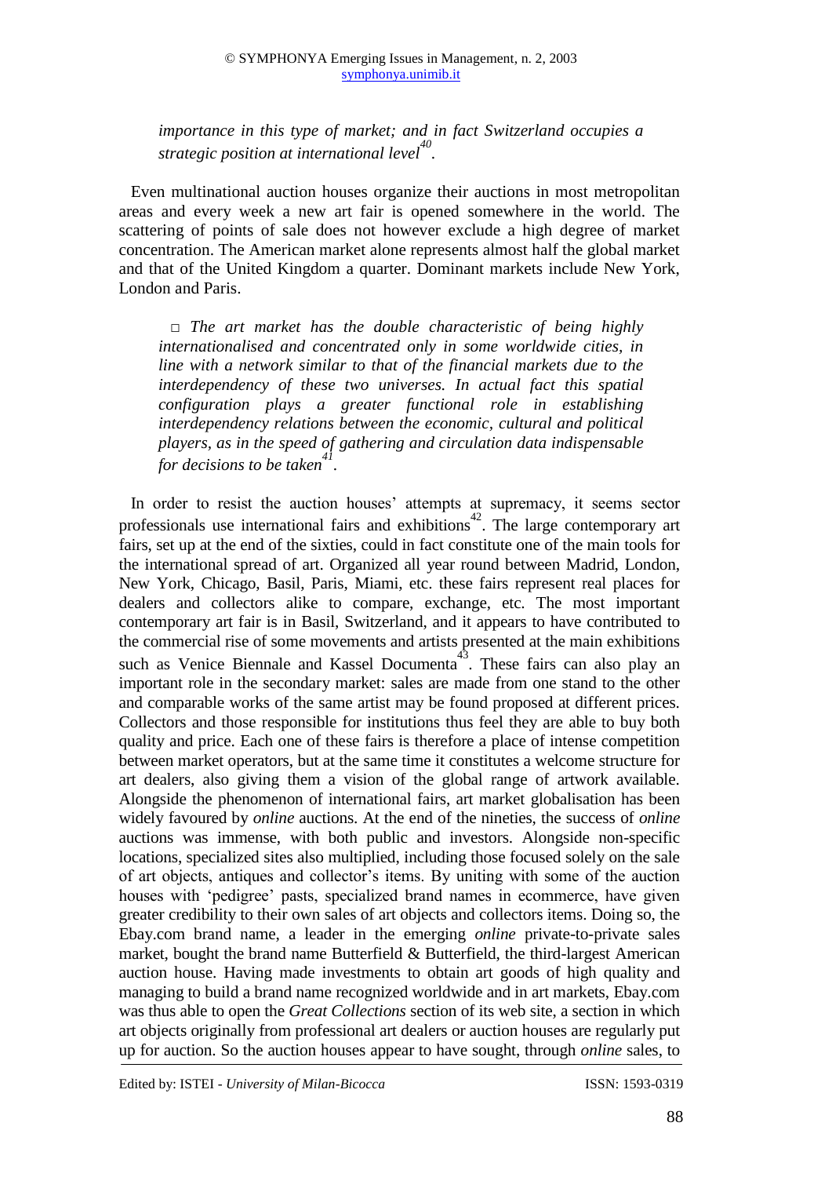*importance in this type of market; and in fact Switzerland occupies a strategic position at international level*[40].

Even multinational auction houses organize their auctions in most metropolitan areas and every week a new art fair is opened somewhere in the world. The scattering of points of sale does not however exclude a high degree of market concentration. The American market alone represents almost half the global market and that of the United Kingdom a quarter. Dominant markets include New York, London and Paris.

□ *The art market has the double characteristic of being highly internationalised and concentrated only in some worldwide cities, in line with a network similar to that of the financial markets due to the interdependency of these two universes. In actual fact this spatial configuration plays a greater functional role in establishing interdependency relations between the economic, cultural and political players, as in the speed of gathering and circulation data indispensable for decisions to be taken*[41].

In order to resist the auction houses' attempts at supremacy, it seems sector professionals use international fairs and exhibitions[42]. The large contemporary art fairs, set up at the end of the sixties, could in fact constitute one of the main tools for the international spread of art. Organized all year round between Madrid, London, New York, Chicago, Basil, Paris, Miami, etc. these fairs represent real places for dealers and collectors alike to compare, exchange, etc. The most important contemporary art fair is in Basil, Switzerland, and it appears to have contributed to the commercial rise of some movements and artists presented at the main exhibitions such as Venice Biennale and Kassel Documenta[43]. These fairs can also play an important role in the secondary market: sales are made from one stand to the other and comparable works of the same artist may be found proposed at different prices. Collectors and those responsible for institutions thus feel they are able to buy both quality and price. Each one of these fairs is therefore a place of intense competition between market operators, but at the same time it constitutes a welcome structure for art dealers, also giving them a vision of the global range of artwork available. Alongside the phenomenon of international fairs, art market globalisation has been widely favoured by *online* auctions. At the end of the nineties, the success of *online* auctions was immense, with both public and investors. Alongside non-specific locations, specialized sites also multiplied, including those focused solely on the sale of art objects, antiques and collector's items. By uniting with some of the auction houses with 'pedigree' pasts, specialized brand names in ecommerce, have given greater credibility to their own sales of art objects and collectors items. Doing so, the Ebay.com brand name, a leader in the emerging *online* private-to-private sales market, bought the brand name Butterfield & Butterfield, the third-largest American auction house. Having made investments to obtain art goods of high quality and managing to build a brand name recognized worldwide and in art markets, Ebay.com was thus able to open the *Great Collections* section of its web site, a section in which art objects originally from professional art dealers or auction houses are regularly put up for auction. So the auction houses appear to have sought, through *online* sales, to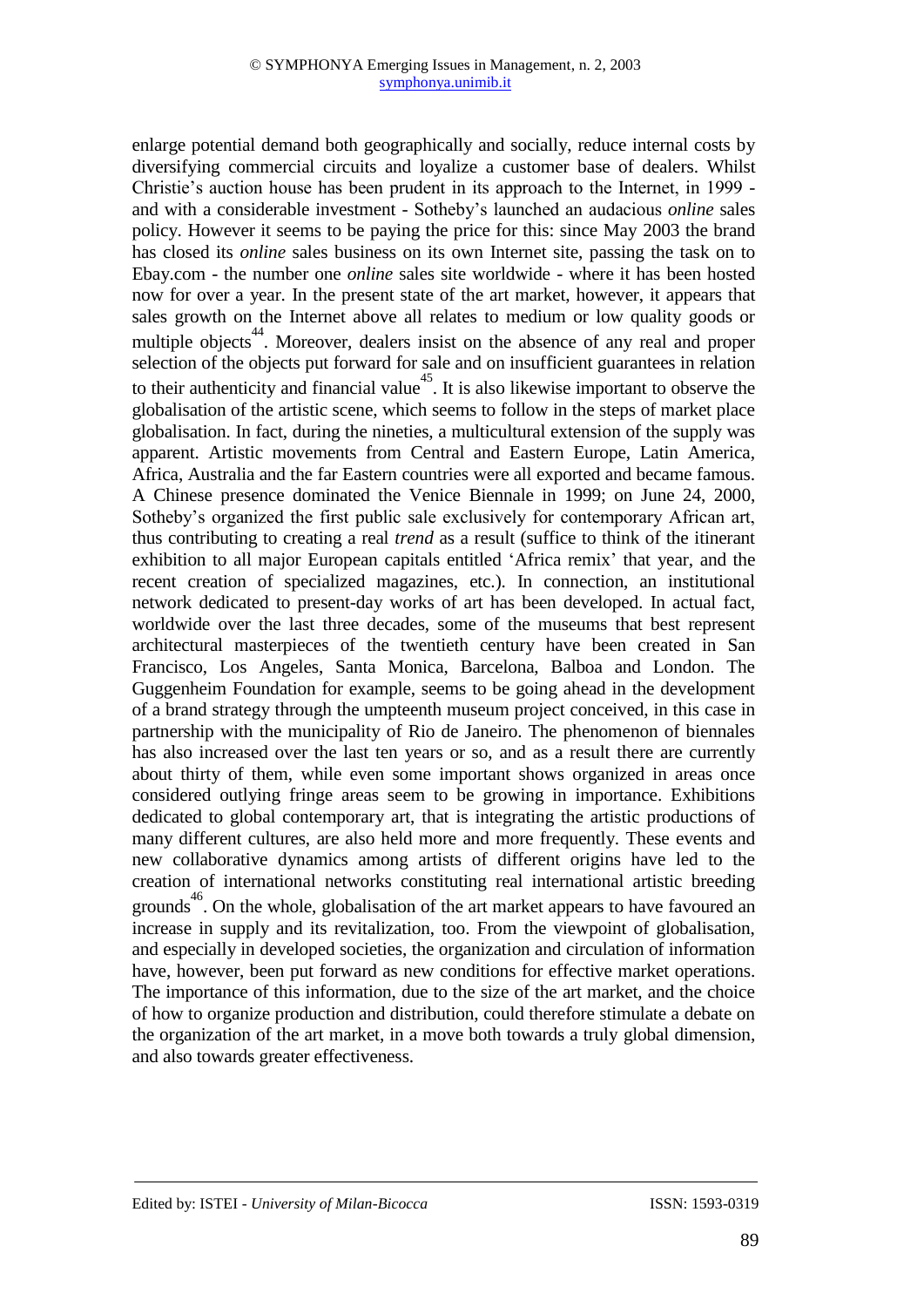enlarge potential demand both geographically and socially, reduce internal costs by diversifying commercial circuits and loyalize a customer base of dealers. Whilst Christie's auction house has been prudent in its approach to the Internet, in 1999 - and with a considerable investment - Sotheby's launched an audacious *online* sales policy. However it seems to be paying the price for this: since May 2003 the brand has closed its *online* sales business on its own Internet site, passing the task on to Ebay.com - the number one *online* sales site worldwide - where it has been hosted now for over a year. In the present state of the art market, however, it appears that sales growth on the Internet above all relates to medium or low quality goods or multiple objects[44]. Moreover, dealers insist on the absence of any real and proper selection of the objects put forward for sale and on insufficient guarantees in relation to their authenticity and financial value[45]. It is also likewise important to observe the globalisation of the artistic scene, which seems to follow in the steps of market place globalisation. In fact, during the nineties, a multicultural extension of the supply was apparent. Artistic movements from Central and Eastern Europe, Latin America, Africa, Australia and the far Eastern countries were all exported and became famous. A Chinese presence dominated the Venice Biennale in 1999; on June 24, 2000, Sotheby's organized the first public sale exclusively for contemporary African art, thus contributing to creating a real *trend* as a result (suffice to think of the itinerant exhibition to all major European capitals entitled 'Africa remix' that year, and the recent creation of specialized magazines, etc.). In connection, an institutional network dedicated to present-day works of art has been developed. In actual fact, worldwide over the last three decades, some of the museums that best represent architectural masterpieces of the twentieth century have been created in San Francisco, Los Angeles, Santa Monica, Barcelona, Balboa and London. The Guggenheim Foundation for example, seems to be going ahead in the development of a brand strategy through the umpteenth museum project conceived, in this case in partnership with the municipality of Rio de Janeiro. The phenomenon of biennales has also increased over the last ten years or so, and as a result there are currently about thirty of them, while even some important shows organized in areas once considered outlying fringe areas seem to be growing in importance. Exhibitions dedicated to global contemporary art, that is integrating the artistic productions of many different cultures, are also held more and more frequently. These events and new collaborative dynamics among artists of different origins have led to the creation of international networks constituting real international artistic breeding grounds[46]. On the whole, globalisation of the art market appears to have favoured an increase in supply and its revitalization, too. From the viewpoint of globalisation, and especially in developed societies, the organization and circulation of information have, however, been put forward as new conditions for effective market operations. The importance of this information, due to the size of the art market, and the choice of how to organize production and distribution, could therefore stimulate a debate on the organization of the art market, in a move both towards a truly global dimension, and also towards greater effectiveness.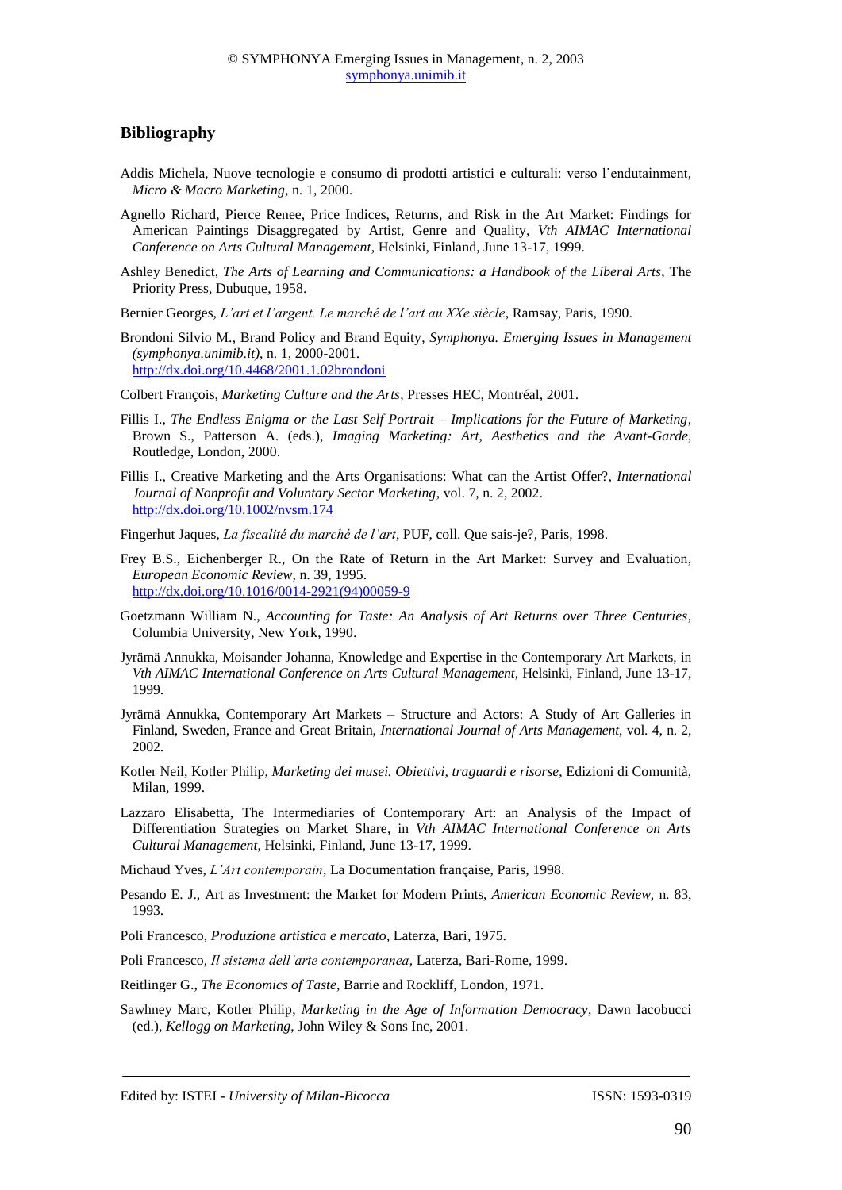## Bibliography

Addis Michela, Nuove tecnologie e consumo di prodotti artistici e culturali: verso l'endutainment, *Micro & Macro Marketing*, n. 1, 2000.

Agnello Richard, Pierce Renee, Price Indices, Returns, and Risk in the Art Market: Findings for American Paintings Disaggregated by Artist, Genre and Quality, *Vth AIMAC International Conference on Arts Cultural Management*, Helsinki, Finland, June 13-17, 1999.

Ashley Benedict, *The Arts of Learning and Communications: a Handbook of the Liberal Arts*, The Priority Press, Dubuque, 1958.

Bernier Georges, *L'art et l'argent. Le marché de l'art au XXe siècle*, Ramsay, Paris, 1990.

Brondoni Silvio M., Brand Policy and Brand Equity, *Symphonya. Emerging Issues in Management (symphonya.unimib.it)*, n. 1, 2000-2001. http://dx.doi.org/10.4468/2001.1.02brondoni

Colbert François, *Marketing Culture and the Arts*, Presses HEC, Montréal, 2001.

Fillis I., *The Endless Enigma or the Last Self Portrait – Implications for the Future of Marketing*, Brown S., Patterson A. (eds.), *Imaging Marketing: Art, Aesthetics and the Avant-Garde*, Routledge, London, 2000.

Fillis I., Creative Marketing and the Arts Organisations: What can the Artist Offer?, *International Journal of Nonprofit and Voluntary Sector Marketing*, vol. 7, n. 2, 2002. http://dx.doi.org/10.1002/nvsm.174

Fingerhut Jaques, *La fiscalité du marché de l'art*, PUF, coll. Que sais-je?, Paris, 1998.

Frey B.S., Eichenberger R., On the Rate of Return in the Art Market: Survey and Evaluation, *European Economic Review*, n. 39, 1995. http://dx.doi.org/10.1016/0014-2921(94)00059-9

Goetzmann William N., *Accounting for Taste: An Analysis of Art Returns over Three Centuries*, Columbia University, New York, 1990.

Jyrämä Annukka, Moisander Johanna, Knowledge and Expertise in the Contemporary Art Markets, in *Vth AIMAC International Conference on Arts Cultural Management*, Helsinki, Finland, June 13-17, 1999.

Jyrämä Annukka, Contemporary Art Markets – Structure and Actors: A Study of Art Galleries in Finland, Sweden, France and Great Britain, *International Journal of Arts Management*, vol. 4, n. 2, 2002.

Kotler Neil, Kotler Philip, *Marketing dei musei. Obiettivi, traguardi e risorse*, Edizioni di Comunità, Milan, 1999.

Lazzaro Elisabetta, The Intermediaries of Contemporary Art: an Analysis of the Impact of Differentiation Strategies on Market Share, in *Vth AIMAC International Conference on Arts Cultural Management*, Helsinki, Finland, June 13-17, 1999.

Michaud Yves, *L'Art contemporain*, La Documentation française, Paris, 1998.

Pesando E. J., Art as Investment: the Market for Modern Prints, *American Economic Review*, n. 83, 1993.

Poli Francesco, *Produzione artistica e mercato*, Laterza, Bari, 1975.

Poli Francesco, *Il sistema dell'arte contemporanea*, Laterza, Bari-Rome, 1999.

Reitlinger G., *The Economics of Taste*, Barrie and Rockliff, London, 1971.

Sawhney Marc, Kotler Philip, *Marketing in the Age of Information Democracy*, Dawn Iacobucci (ed.), *Kellogg on Marketing*, John Wiley & Sons Inc, 2001.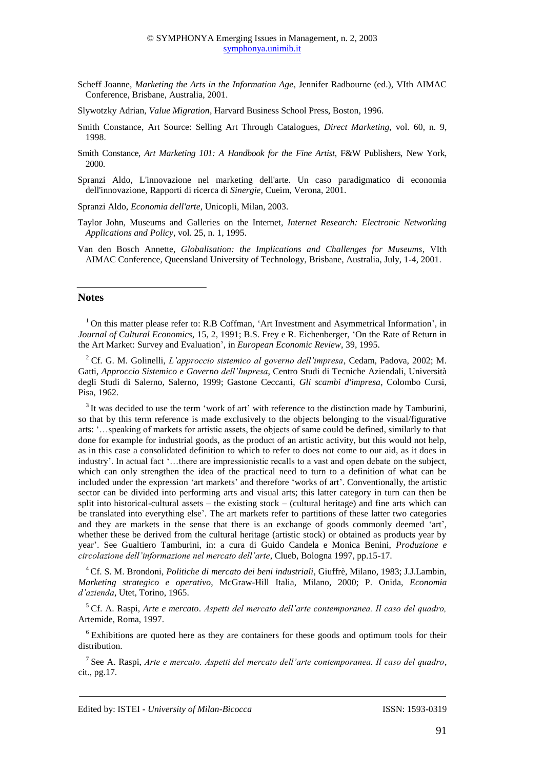Scheff Joanne, *Marketing the Arts in the Information Age*, Jennifer Radbourne (ed.), VIth AIMAC Conference, Brisbane, Australia, 2001.

Slywotzky Adrian, *Value Migration*, Harvard Business School Press, Boston, 1996.

Smith Constance, Art Source: Selling Art Through Catalogues, *Direct Marketing*, vol. 60, n. 9, 1998.

Smith Constance, *Art Marketing 101: A Handbook for the Fine Artist*, F&W Publishers, New York, 2000.

Spranzi Aldo, L'innovazione nel marketing dell'arte. Un caso paradigmatico di economia dell'innovazione, Rapporti di ricerca di *Sinergie*, Cueim, Verona, 2001.

Spranzi Aldo, *Economia dell'arte*, Unicopli, Milan, 2003.

Taylor John, Museums and Galleries on the Internet, *Internet Research: Electronic Networking Applications and Policy*, vol. 25, n. 1, 1995.

Van den Bosch Annette, *Globalisation: the Implications and Challenges for Museums*, VIth AIMAC Conference, Queensland University of Technology, Brisbane, Australia, July, 1-4, 2001.

## Notes

[1] On this matter please refer to: R.B Coffman, 'Art Investment and Asymmetrical Information', in *Journal of Cultural Economics*, 15, 2, 1991; B.S. Frey e R. Eichenberger, 'On the Rate of Return in the Art Market: Survey and Evaluation', in *European Economic Review*, 39, 1995.

[2] Cf. G. M. Golinelli, *L'approccio sistemico al governo dell'impresa*, Cedam, Padova, 2002; M. Gatti, *Approccio Sistemico e Governo dell'Impresa*, Centro Studi di Tecniche Aziendali, Università degli Studi di Salerno, Salerno, 1999; Gastone Ceccanti, *Gli scambi d'impresa*, Colombo Cursi, Pisa, 1962.

[3] It was decided to use the term 'work of art' with reference to the distinction made by Tamburini, so that by this term reference is made exclusively to the objects belonging to the visual/figurative arts: '…speaking of markets for artistic assets, the objects of same could be defined, similarly to that done for example for industrial goods, as the product of an artistic activity, but this would not help, as in this case a consolidated definition to which to refer to does not come to our aid, as it does in industry'. In actual fact '…there are impressionistic recalls to a vast and open debate on the subject, which can only strengthen the idea of the practical need to turn to a definition of what can be included under the expression 'art markets' and therefore 'works of art'. Conventionally, the artistic sector can be divided into performing arts and visual arts; this latter category in turn can then be split into historical-cultural assets – the existing stock – (cultural heritage) and fine arts which can be translated into everything else'. The art markets refer to partitions of these latter two categories and they are markets in the sense that there is an exchange of goods commonly deemed 'art', whether these be derived from the cultural heritage (artistic stock) or obtained as products year by year'. See Gualtiero Tamburini, in: a cura di Guido Candela e Monica Benini, *Produzione e circolazione dell'informazione nel mercato dell'arte*, Clueb, Bologna 1997, pp.15-17.

[4] Cf. S. M. Brondoni, *Politiche di mercato dei beni industriali*, Giuffrè, Milano, 1983; J.J.Lambin, *Marketing strategico e operativo*, McGraw-Hill Italia, Milano, 2000; P. Onida, *Economia d'azienda*, Utet, Torino, 1965.

[5] Cf. A. Raspi, *Arte e mercato*. *Aspetti del mercato dell'arte contemporanea. Il caso del quadro,* Artemide, Roma, 1997.

[6] Exhibitions are quoted here as they are containers for these goods and optimum tools for their distribution.

[7] See A. Raspi, *Arte e mercato. Aspetti del mercato dell'arte contemporanea. Il caso del quadro*, cit., pg.17.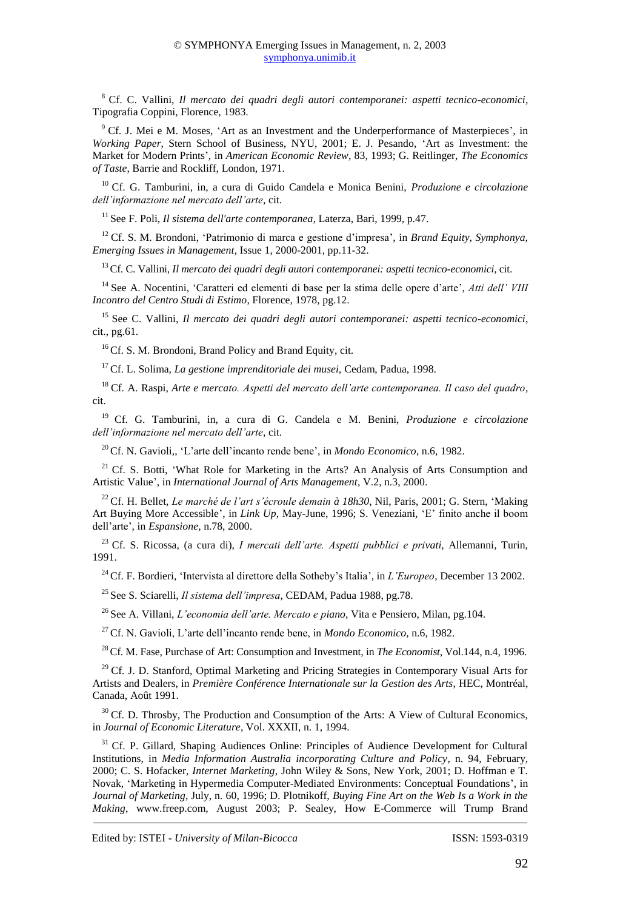[8] Cf. C. Vallini, *Il mercato dei quadri degli autori contemporanei: aspetti tecnico-economici*, Tipografia Coppini, Florence, 1983.

[9] Cf. J. Mei e M. Moses, 'Art as an Investment and the Underperformance of Masterpieces', in *Working Paper*, Stern School of Business, NYU, 2001; E. J. Pesando, 'Art as Investment: the Market for Modern Prints', in *American Economic Review*, 83, 1993; G. Reitlinger, *The Economics of Taste*, Barrie and Rockliff, London, 1971.

[10] Cf. G. Tamburini, in, a cura di Guido Candela e Monica Benini, *Produzione e circolazione dell'informazione nel mercato dell'arte*, cit.

[11] See F. Poli, *Il sistema dell'arte contemporanea*, Laterza, Bari, 1999, p.47.

[12] Cf. S. M. Brondoni, 'Patrimonio di marca e gestione d'impresa', in *Brand Equity, Symphonya, Emerging Issues in Management*, Issue 1, 2000-2001, pp.11-32.

[13] Cf. C. Vallini, *Il mercato dei quadri degli autori contemporanei: aspetti tecnico-economici*, cit.

[14] See A. Nocentini, 'Caratteri ed elementi di base per la stima delle opere d'arte', *Atti dell' VIII Incontro del Centro Studi di Estimo*, Florence, 1978, pg.12.

[15] See C. Vallini, *Il mercato dei quadri degli autori contemporanei: aspetti tecnico-economici*, cit., pg.61.

[16] Cf. S. M. Brondoni, Brand Policy and Brand Equity, cit.

[17] Cf. L. Solima, *La gestione imprenditoriale dei musei*, Cedam, Padua, 1998.

[18] Cf. A. Raspi, *Arte e mercato. Aspetti del mercato dell'arte contemporanea. Il caso del quadro*, cit.

[19] Cf. G. Tamburini, in, a cura di G. Candela e M. Benini, *Produzione e circolazione dell'informazione nel mercato dell'arte*, cit.

[20] Cf. N. Gavioli,, 'L'arte dell'incanto rende bene', in *Mondo Economico*, n.6, 1982.

[21] Cf. S. Botti, 'What Role for Marketing in the Arts? An Analysis of Arts Consumption and Artistic Value', in *International Journal of Arts Management*, V.2, n.3, 2000.

[22] Cf. H. Bellet, *Le marché de l'art s'écroule demain à 18h30*, Nil, Paris, 2001; G. Stern, 'Making Art Buying More Accessible', in *Link Up*, May-June, 1996; S. Veneziani, 'E' finito anche il boom dell'arte', in *Espansione*, n.78, 2000.

[23] Cf. S. Ricossa, (a cura di), *I mercati dell'arte. Aspetti pubblici e privati*, Allemanni, Turin, 1991.

[24] Cf. F. Bordieri, 'Intervista al direttore della Sotheby's Italia', in *L'Europeo*, December 13 2002.

[25] See S. Sciarelli, *Il sistema dell'impresa*, CEDAM, Padua 1988, pg.78.

[26] See A. Villani, *L'economia dell'arte. Mercato e piano*, Vita e Pensiero, Milan, pg.104.

[27] Cf. N. Gavioli, L'arte dell'incanto rende bene, in *Mondo Economico*, n.6, 1982.

[28] Cf. M. Fase, Purchase of Art: Consumption and Investment, in *The Economist*, Vol.144, n.4, 1996.

[29] Cf. J. D. Stanford, Optimal Marketing and Pricing Strategies in Contemporary Visual Arts for Artists and Dealers, in *Première Conférence Internationale sur la Gestion des Arts*, HEC, Montréal, Canada, Août 1991.

[30] Cf. D. Throsby, The Production and Consumption of the Arts: A View of Cultural Economics, in *Journal of Economic Literature*, Vol. XXXII, n. 1, 1994.

[31] Cf. P. Gillard, Shaping Audiences Online: Principles of Audience Development for Cultural Institutions, in *Media Information Australia incorporating Culture and Policy*, n. 94, February, 2000; C. S. Hofacker, *Internet Marketing*, John Wiley & Sons, New York, 2001; D. Hoffman e T. Novak, 'Marketing in Hypermedia Computer-Mediated Environments: Conceptual Foundations', in *Journal of Marketing*, July, n. 60, 1996; D. Plotnikoff, *Buying Fine Art on the Web Is a Work in the Making*, www.freep.com, August 2003; P. Sealey, How E-Commerce will Trump Brand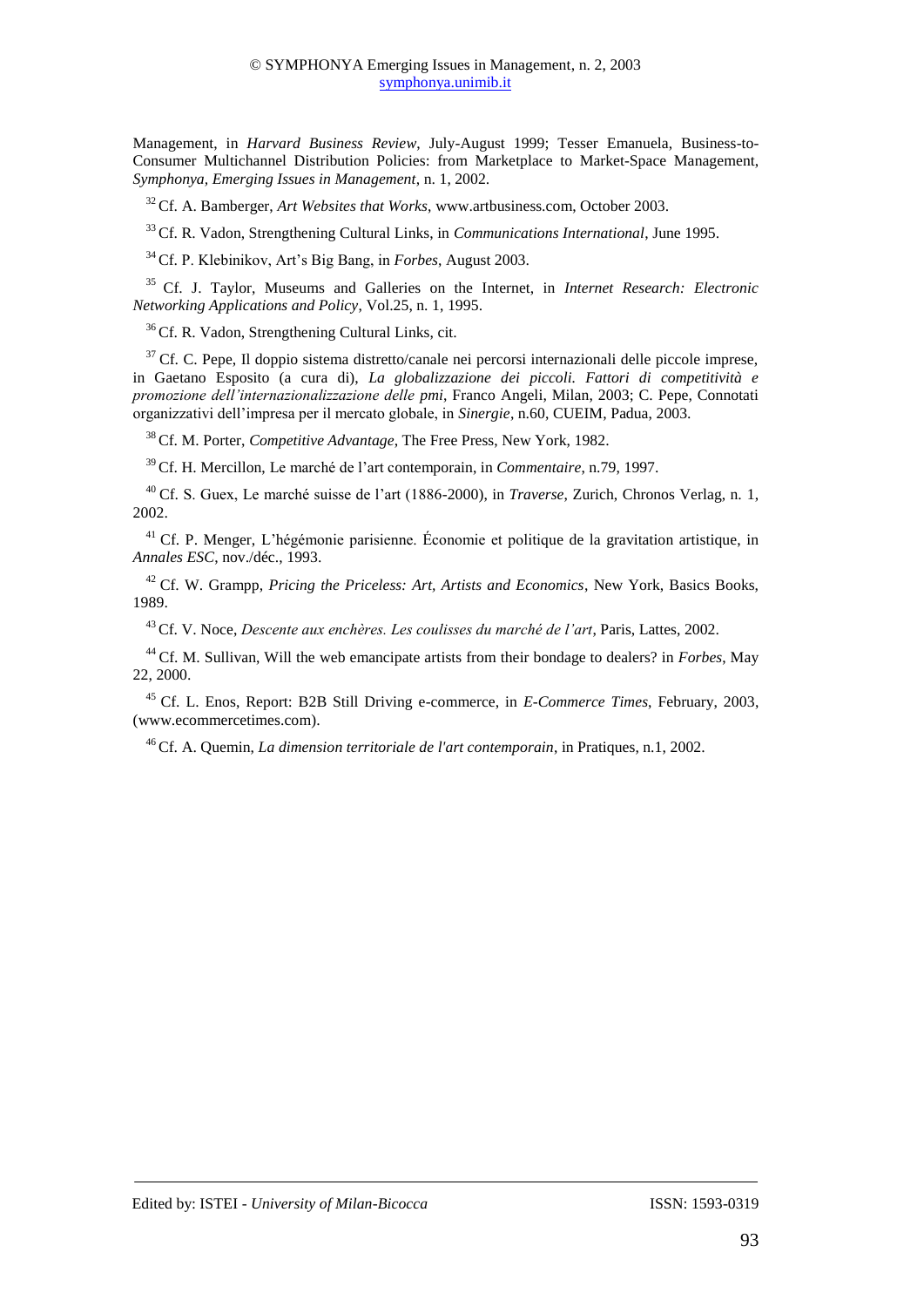Management, in *Harvard Business Review*, July-August 1999; Tesser Emanuela, Business-to-Consumer Multichannel Distribution Policies: from Marketplace to Market-Space Management, *Symphonya, Emerging Issues in Management*, n. 1, 2002.

[32] Cf. A. Bamberger, *Art Websites that Works*, www.artbusiness.com, October 2003.

[33] Cf. R. Vadon, Strengthening Cultural Links, in *Communications International*, June 1995.

[34] Cf. P. Klebinikov, Art's Big Bang, in *Forbes*, August 2003.

[35] Cf. J. Taylor, Museums and Galleries on the Internet, in *Internet Research: Electronic Networking Applications and Policy*, Vol.25, n. 1, 1995.

[36] Cf. R. Vadon, Strengthening Cultural Links, cit.

[37] Cf. C. Pepe, Il doppio sistema distretto/canale nei percorsi internazionali delle piccole imprese, in Gaetano Esposito (a cura di), *La globalizzazione dei piccoli. Fattori di competitività e promozione dell'internazionalizzazione delle pmi*, Franco Angeli, Milan, 2003; C. Pepe, Connotati organizzativi dell'impresa per il mercato globale, in *Sinergie*, n.60, CUEIM, Padua, 2003.

[38] Cf. M. Porter, *Competitive Advantage*, The Free Press, New York, 1982.

[39] Cf. H. Mercillon, Le marché de l'art contemporain, in *Commentaire*, n.79, 1997.

[40] Cf. S. Guex, Le marché suisse de l'art (1886-2000), in *Traverse*, Zurich, Chronos Verlag, n. 1, 2002.

[41] Cf. P. Menger, L'hégémonie parisienne. Économie et politique de la gravitation artistique, in *Annales ESC*, nov./déc., 1993.

[42] Cf. W. Grampp, *Pricing the Priceless: Art, Artists and Economics*, New York, Basics Books, 1989.

[43] Cf. V. Noce, *Descente aux enchères. Les coulisses du marché de l'art*, Paris, Lattes, 2002.

[44] Cf. M. Sullivan, Will the web emancipate artists from their bondage to dealers? in *Forbes*, May 22, 2000.

[45] Cf. L. Enos, Report: B2B Still Driving e-commerce, in *E-Commerce Times*, February, 2003, (www.ecommercetimes.com).

[46] Cf. A. Quemin, *La dimension territoriale de l'art contemporain*, in Pratiques, n.1, 2002.